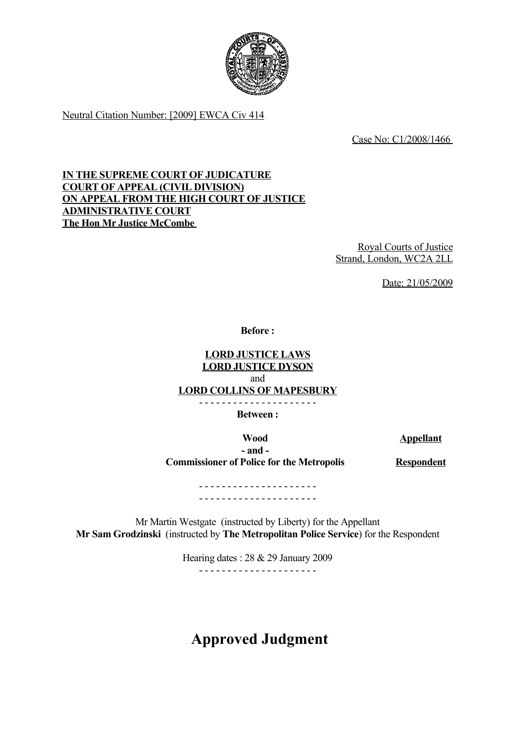Neutral Citation Number: [2009] EWCA Civ 414

Case No: C1/2008/1466

**IN THE SUPREME COURT OF JUDICATURE**
**COURT OF APPEAL (CIVIL DIVISION)**
**ON APPEAL FROM THE HIGH COURT OF JUSTICE**
**ADMINISTRATIVE COURT**
**The Hon Mr Justice McCombe**

Royal Courts of Justice
Strand, London, WC2A 2LL

Date: 21/05/2009

**Before :**

**LORD JUSTICE LAWS**
**LORD JUSTICE DYSON**
and
**LORD COLLINS OF MAPESBURY**

- - - - - - - - - - - - - - - - - - - - -

**Between :**

| | |
|---|---|
| **Wood** | **Appellant** |
| **- and -** | |
| **Commissioner of Police for the Metropolis** | **Respondent** |

- - - - - - - - - - - - - - - - - - - - -
- - - - - - - - - - - - - - - - - - - - -

Mr Martin Westgate (instructed by Liberty) for the Appellant
**Mr Sam Grodzinski** (instructed by **The Metropolitan Police Service**) for the Respondent

Hearing dates : 28 & 29 January 2009

- - - - - - - - - - - - - - - - - - - - -

# Approved Judgment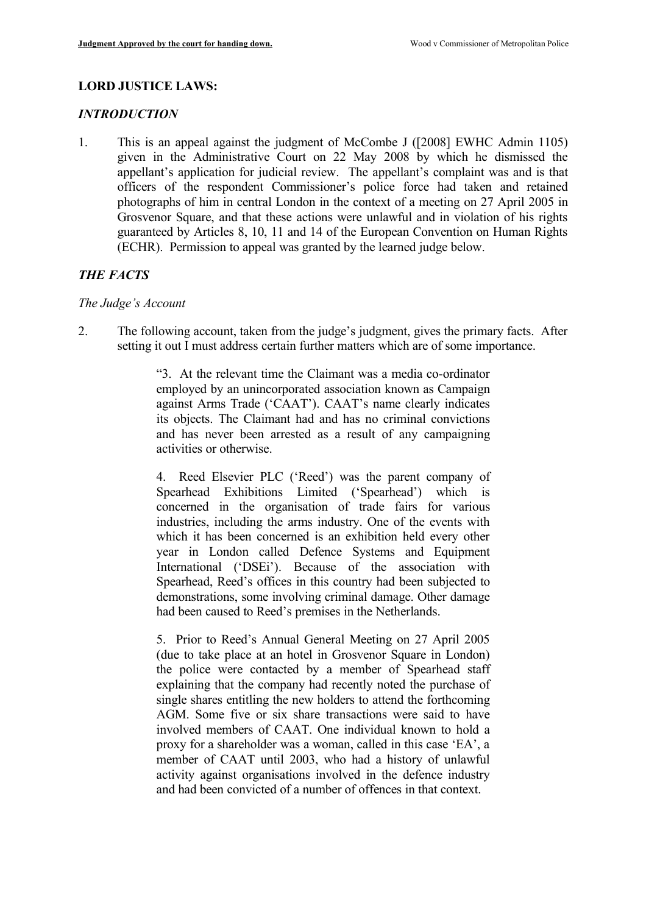## LORD JUSTICE LAWS:

### *INTRODUCTION*

1. This is an appeal against the judgment of McCombe J ([2008] EWHC Admin 1105) given in the Administrative Court on 22 May 2008 by which he dismissed the appellant's application for judicial review. The appellant's complaint was and is that officers of the respondent Commissioner's police force had taken and retained photographs of him in central London in the context of a meeting on 27 April 2005 in Grosvenor Square, and that these actions were unlawful and in violation of his rights guaranteed by Articles 8, 10, 11 and 14 of the European Convention on Human Rights (ECHR). Permission to appeal was granted by the learned judge below.

### *THE FACTS*

*The Judge's Account*

2. The following account, taken from the judge's judgment, gives the primary facts. After setting it out I must address certain further matters which are of some importance.

> "3. At the relevant time the Claimant was a media co-ordinator employed by an unincorporated association known as Campaign against Arms Trade ('CAAT'). CAAT's name clearly indicates its objects. The Claimant had and has no criminal convictions and has never been arrested as a result of any campaigning activities or otherwise.
>
> 4. Reed Elsevier PLC ('Reed') was the parent company of Spearhead Exhibitions Limited ('Spearhead') which is concerned in the organisation of trade fairs for various industries, including the arms industry. One of the events with which it has been concerned is an exhibition held every other year in London called Defence Systems and Equipment International ('DSEi'). Because of the association with Spearhead, Reed's offices in this country had been subjected to demonstrations, some involving criminal damage. Other damage had been caused to Reed's premises in the Netherlands.
>
> 5. Prior to Reed's Annual General Meeting on 27 April 2005 (due to take place at an hotel in Grosvenor Square in London) the police were contacted by a member of Spearhead staff explaining that the company had recently noted the purchase of single shares entitling the new holders to attend the forthcoming AGM. Some five or six share transactions were said to have involved members of CAAT. One individual known to hold a proxy for a shareholder was a woman, called in this case 'EA', a member of CAAT until 2003, who had a history of unlawful activity against organisations involved in the defence industry and had been convicted of a number of offences in that context.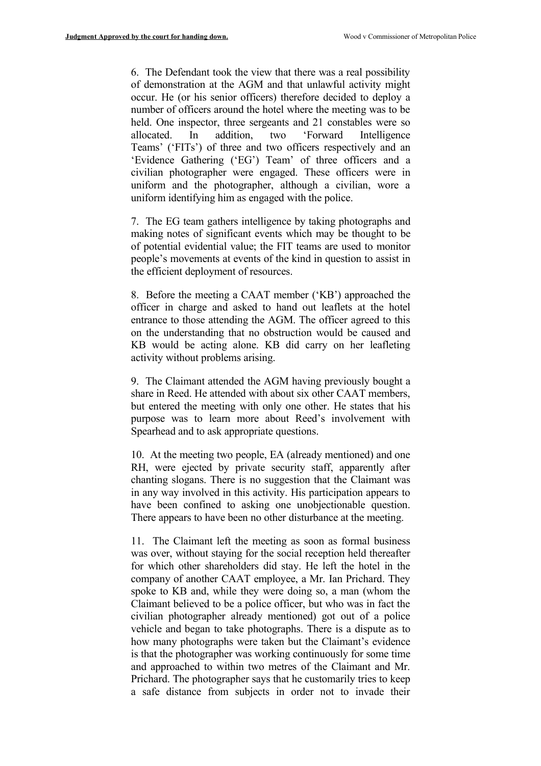6. The Defendant took the view that there was a real possibility of demonstration at the AGM and that unlawful activity might occur. He (or his senior officers) therefore decided to deploy a number of officers around the hotel where the meeting was to be held. One inspector, three sergeants and 21 constables were so allocated. In addition, two 'Forward Intelligence Teams' ('FITs') of three and two officers respectively and an 'Evidence Gathering ('EG') Team' of three officers and a civilian photographer were engaged. These officers were in uniform and the photographer, although a civilian, wore a uniform identifying him as engaged with the police.

7. The EG team gathers intelligence by taking photographs and making notes of significant events which may be thought to be of potential evidential value; the FIT teams are used to monitor people's movements at events of the kind in question to assist in the efficient deployment of resources.

8. Before the meeting a CAAT member ('KB') approached the officer in charge and asked to hand out leaflets at the hotel entrance to those attending the AGM. The officer agreed to this on the understanding that no obstruction would be caused and KB would be acting alone. KB did carry on her leafleting activity without problems arising.

9. The Claimant attended the AGM having previously bought a share in Reed. He attended with about six other CAAT members, but entered the meeting with only one other. He states that his purpose was to learn more about Reed's involvement with Spearhead and to ask appropriate questions.

10. At the meeting two people, EA (already mentioned) and one RH, were ejected by private security staff, apparently after chanting slogans. There is no suggestion that the Claimant was in any way involved in this activity. His participation appears to have been confined to asking one unobjectionable question. There appears to have been no other disturbance at the meeting.

11. The Claimant left the meeting as soon as formal business was over, without staying for the social reception held thereafter for which other shareholders did stay. He left the hotel in the company of another CAAT employee, a Mr. Ian Prichard. They spoke to KB and, while they were doing so, a man (whom the Claimant believed to be a police officer, but who was in fact the civilian photographer already mentioned) got out of a police vehicle and began to take photographs. There is a dispute as to how many photographs were taken but the Claimant's evidence is that the photographer was working continuously for some time and approached to within two metres of the Claimant and Mr. Prichard. The photographer says that he customarily tries to keep a safe distance from subjects in order not to invade their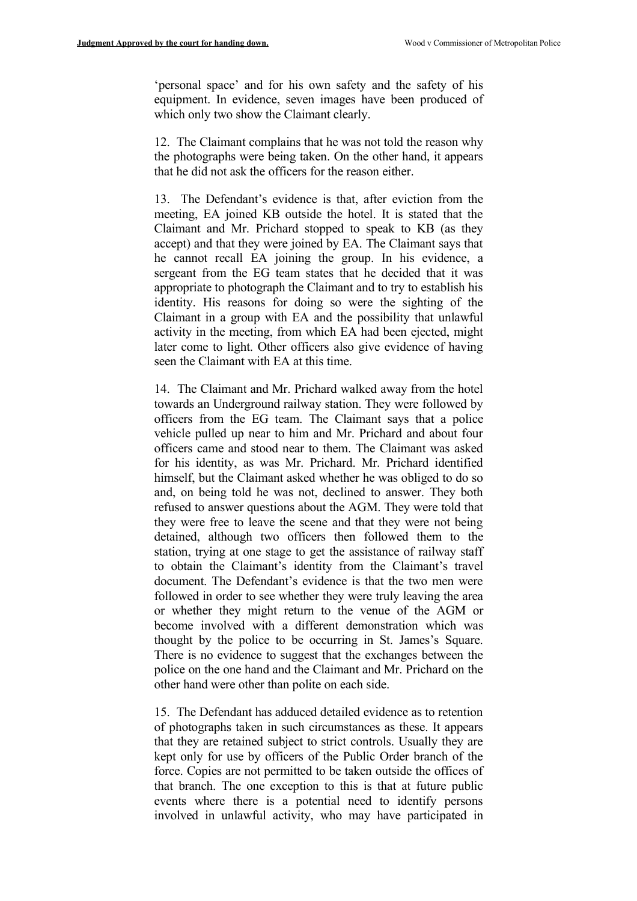'personal space' and for his own safety and the safety of his equipment. In evidence, seven images have been produced of which only two show the Claimant clearly.

12. The Claimant complains that he was not told the reason why the photographs were being taken. On the other hand, it appears that he did not ask the officers for the reason either.

13. The Defendant's evidence is that, after eviction from the meeting, EA joined KB outside the hotel. It is stated that the Claimant and Mr. Prichard stopped to speak to KB (as they accept) and that they were joined by EA. The Claimant says that he cannot recall EA joining the group. In his evidence, a sergeant from the EG team states that he decided that it was appropriate to photograph the Claimant and to try to establish his identity. His reasons for doing so were the sighting of the Claimant in a group with EA and the possibility that unlawful activity in the meeting, from which EA had been ejected, might later come to light. Other officers also give evidence of having seen the Claimant with EA at this time.

14. The Claimant and Mr. Prichard walked away from the hotel towards an Underground railway station. They were followed by officers from the EG team. The Claimant says that a police vehicle pulled up near to him and Mr. Prichard and about four officers came and stood near to them. The Claimant was asked for his identity, as was Mr. Prichard. Mr. Prichard identified himself, but the Claimant asked whether he was obliged to do so and, on being told he was not, declined to answer. They both refused to answer questions about the AGM. They were told that they were free to leave the scene and that they were not being detained, although two officers then followed them to the station, trying at one stage to get the assistance of railway staff to obtain the Claimant's identity from the Claimant's travel document. The Defendant's evidence is that the two men were followed in order to see whether they were truly leaving the area or whether they might return to the venue of the AGM or become involved with a different demonstration which was thought by the police to be occurring in St. James's Square. There is no evidence to suggest that the exchanges between the police on the one hand and the Claimant and Mr. Prichard on the other hand were other than polite on each side.

15. The Defendant has adduced detailed evidence as to retention of photographs taken in such circumstances as these. It appears that they are retained subject to strict controls. Usually they are kept only for use by officers of the Public Order branch of the force. Copies are not permitted to be taken outside the offices of that branch. The one exception to this is that at future public events where there is a potential need to identify persons involved in unlawful activity, who may have participated in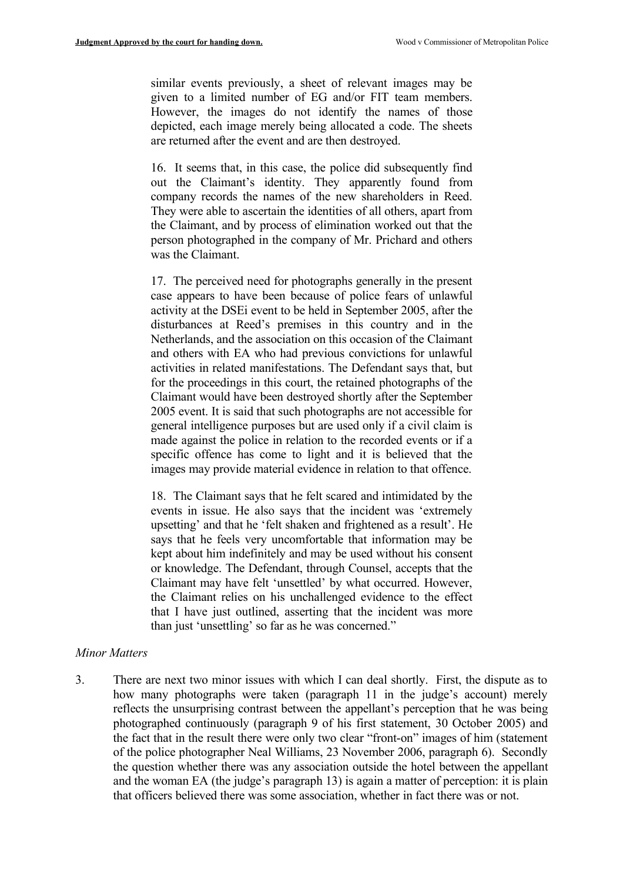similar events previously, a sheet of relevant images may be given to a limited number of EG and/or FIT team members. However, the images do not identify the names of those depicted, each image merely being allocated a code. The sheets are returned after the event and are then destroyed.

16. It seems that, in this case, the police did subsequently find out the Claimant's identity. They apparently found from company records the names of the new shareholders in Reed. They were able to ascertain the identities of all others, apart from the Claimant, and by process of elimination worked out that the person photographed in the company of Mr. Prichard and others was the Claimant.

17. The perceived need for photographs generally in the present case appears to have been because of police fears of unlawful activity at the DSEi event to be held in September 2005, after the disturbances at Reed's premises in this country and in the Netherlands, and the association on this occasion of the Claimant and others with EA who had previous convictions for unlawful activities in related manifestations. The Defendant says that, but for the proceedings in this court, the retained photographs of the Claimant would have been destroyed shortly after the September 2005 event. It is said that such photographs are not accessible for general intelligence purposes but are used only if a civil claim is made against the police in relation to the recorded events or if a specific offence has come to light and it is believed that the images may provide material evidence in relation to that offence.

18. The Claimant says that he felt scared and intimidated by the events in issue. He also says that the incident was 'extremely upsetting' and that he 'felt shaken and frightened as a result'. He says that he feels very uncomfortable that information may be kept about him indefinitely and may be used without his consent or knowledge. The Defendant, through Counsel, accepts that the Claimant may have felt 'unsettled' by what occurred. However, the Claimant relies on his unchallenged evidence to the effect that I have just outlined, asserting that the incident was more than just 'unsettling' so far as he was concerned."

*Minor Matters*

3. There are next two minor issues with which I can deal shortly. First, the dispute as to how many photographs were taken (paragraph 11 in the judge's account) merely reflects the unsurprising contrast between the appellant's perception that he was being photographed continuously (paragraph 9 of his first statement, 30 October 2005) and the fact that in the result there were only two clear "front-on" images of him (statement of the police photographer Neal Williams, 23 November 2006, paragraph 6). Secondly the question whether there was any association outside the hotel between the appellant and the woman EA (the judge's paragraph 13) is again a matter of perception: it is plain that officers believed there was some association, whether in fact there was or not.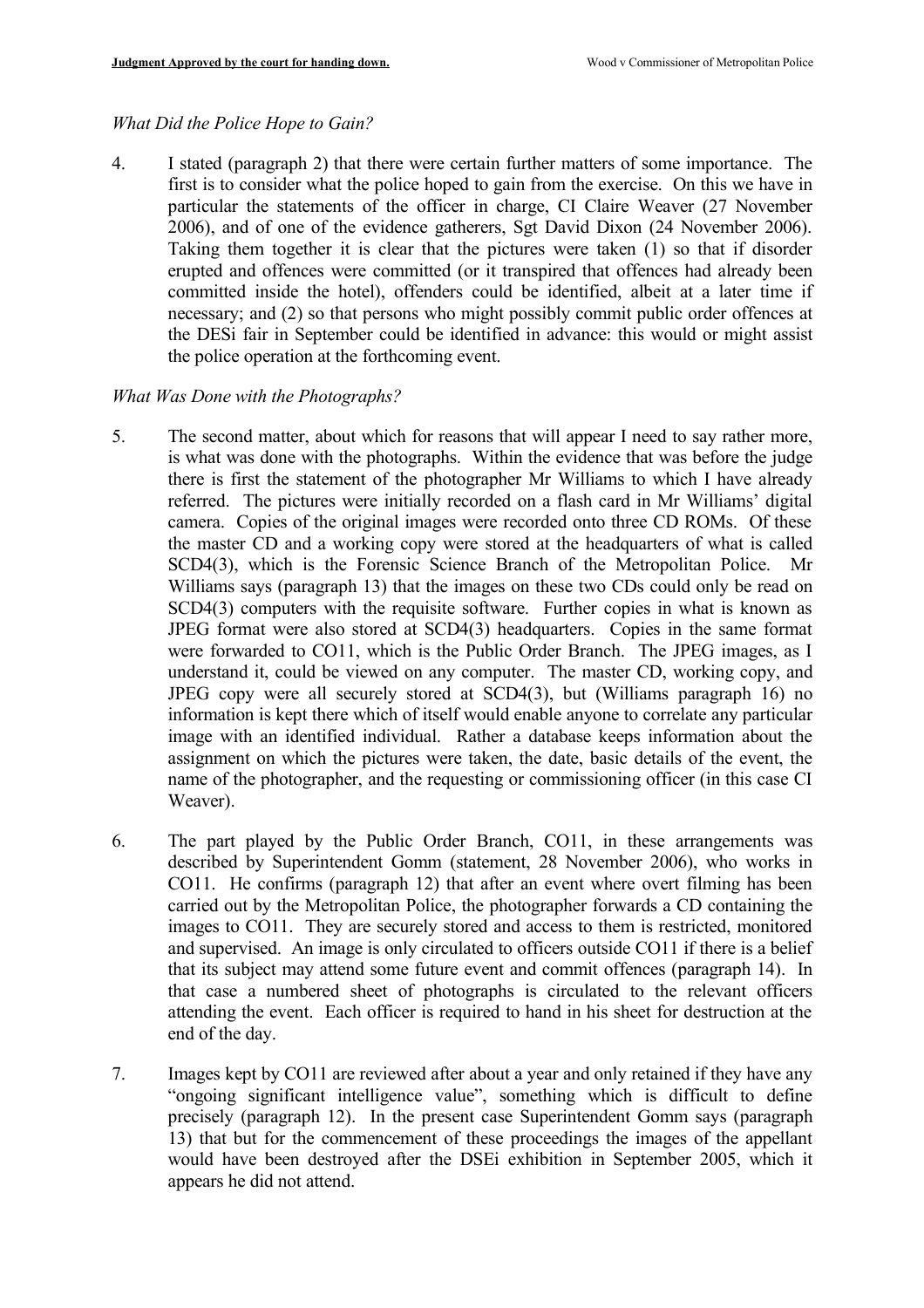*What Did the Police Hope to Gain?*

4. I stated (paragraph 2) that there were certain further matters of some importance. The first is to consider what the police hoped to gain from the exercise. On this we have in particular the statements of the officer in charge, CI Claire Weaver (27 November 2006), and of one of the evidence gatherers, Sgt David Dixon (24 November 2006). Taking them together it is clear that the pictures were taken (1) so that if disorder erupted and offences were committed (or it transpired that offences had already been committed inside the hotel), offenders could be identified, albeit at a later time if necessary; and (2) so that persons who might possibly commit public order offences at the DESi fair in September could be identified in advance: this would or might assist the police operation at the forthcoming event.

*What Was Done with the Photographs?*

5. The second matter, about which for reasons that will appear I need to say rather more, is what was done with the photographs. Within the evidence that was before the judge there is first the statement of the photographer Mr Williams to which I have already referred. The pictures were initially recorded on a flash card in Mr Williams' digital camera. Copies of the original images were recorded onto three CD ROMs. Of these the master CD and a working copy were stored at the headquarters of what is called SCD4(3), which is the Forensic Science Branch of the Metropolitan Police. Mr Williams says (paragraph 13) that the images on these two CDs could only be read on SCD4(3) computers with the requisite software. Further copies in what is known as JPEG format were also stored at SCD4(3) headquarters. Copies in the same format were forwarded to CO11, which is the Public Order Branch. The JPEG images, as I understand it, could be viewed on any computer. The master CD, working copy, and JPEG copy were all securely stored at SCD4(3), but (Williams paragraph 16) no information is kept there which of itself would enable anyone to correlate any particular image with an identified individual. Rather a database keeps information about the assignment on which the pictures were taken, the date, basic details of the event, the name of the photographer, and the requesting or commissioning officer (in this case CI Weaver).

6. The part played by the Public Order Branch, CO11, in these arrangements was described by Superintendent Gomm (statement, 28 November 2006), who works in CO11. He confirms (paragraph 12) that after an event where overt filming has been carried out by the Metropolitan Police, the photographer forwards a CD containing the images to CO11. They are securely stored and access to them is restricted, monitored and supervised. An image is only circulated to officers outside CO11 if there is a belief that its subject may attend some future event and commit offences (paragraph 14). In that case a numbered sheet of photographs is circulated to the relevant officers attending the event. Each officer is required to hand in his sheet for destruction at the end of the day.

7. Images kept by CO11 are reviewed after about a year and only retained if they have any "ongoing significant intelligence value", something which is difficult to define precisely (paragraph 12). In the present case Superintendent Gomm says (paragraph 13) that but for the commencement of these proceedings the images of the appellant would have been destroyed after the DSEi exhibition in September 2005, which it appears he did not attend.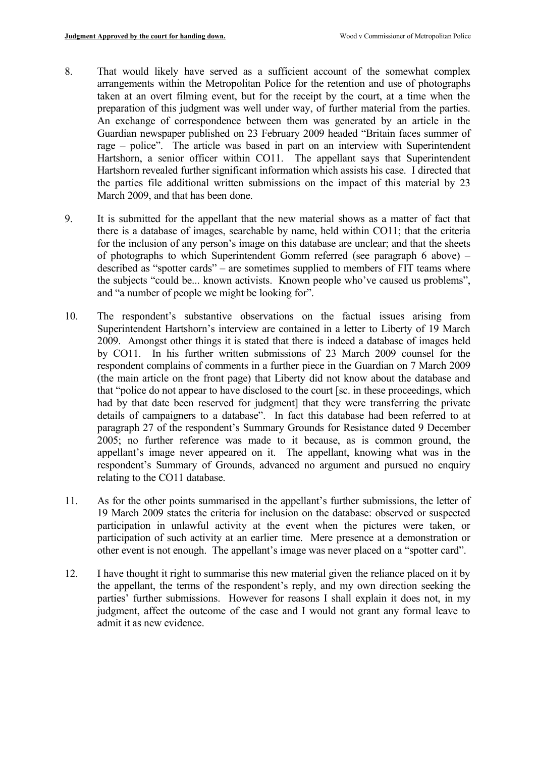8. That would likely have served as a sufficient account of the somewhat complex arrangements within the Metropolitan Police for the retention and use of photographs taken at an overt filming event, but for the receipt by the court, at a time when the preparation of this judgment was well under way, of further material from the parties. An exchange of correspondence between them was generated by an article in the Guardian newspaper published on 23 February 2009 headed "Britain faces summer of rage – police". The article was based in part on an interview with Superintendent Hartshorn, a senior officer within CO11. The appellant says that Superintendent Hartshorn revealed further significant information which assists his case. I directed that the parties file additional written submissions on the impact of this material by 23 March 2009, and that has been done.

9. It is submitted for the appellant that the new material shows as a matter of fact that there is a database of images, searchable by name, held within CO11; that the criteria for the inclusion of any person's image on this database are unclear; and that the sheets of photographs to which Superintendent Gomm referred (see paragraph 6 above) – described as "spotter cards" – are sometimes supplied to members of FIT teams where the subjects "could be... known activists. Known people who've caused us problems", and "a number of people we might be looking for".

10. The respondent's substantive observations on the factual issues arising from Superintendent Hartshorn's interview are contained in a letter to Liberty of 19 March 2009. Amongst other things it is stated that there is indeed a database of images held by CO11. In his further written submissions of 23 March 2009 counsel for the respondent complains of comments in a further piece in the Guardian on 7 March 2009 (the main article on the front page) that Liberty did not know about the database and that "police do not appear to have disclosed to the court [sc. in these proceedings, which had by that date been reserved for judgment] that they were transferring the private details of campaigners to a database". In fact this database had been referred to at paragraph 27 of the respondent's Summary Grounds for Resistance dated 9 December 2005; no further reference was made to it because, as is common ground, the appellant's image never appeared on it. The appellant, knowing what was in the respondent's Summary of Grounds, advanced no argument and pursued no enquiry relating to the CO11 database.

11. As for the other points summarised in the appellant's further submissions, the letter of 19 March 2009 states the criteria for inclusion on the database: observed or suspected participation in unlawful activity at the event when the pictures were taken, or participation of such activity at an earlier time. Mere presence at a demonstration or other event is not enough. The appellant's image was never placed on a "spotter card".

12. I have thought it right to summarise this new material given the reliance placed on it by the appellant, the terms of the respondent's reply, and my own direction seeking the parties' further submissions. However for reasons I shall explain it does not, in my judgment, affect the outcome of the case and I would not grant any formal leave to admit it as new evidence.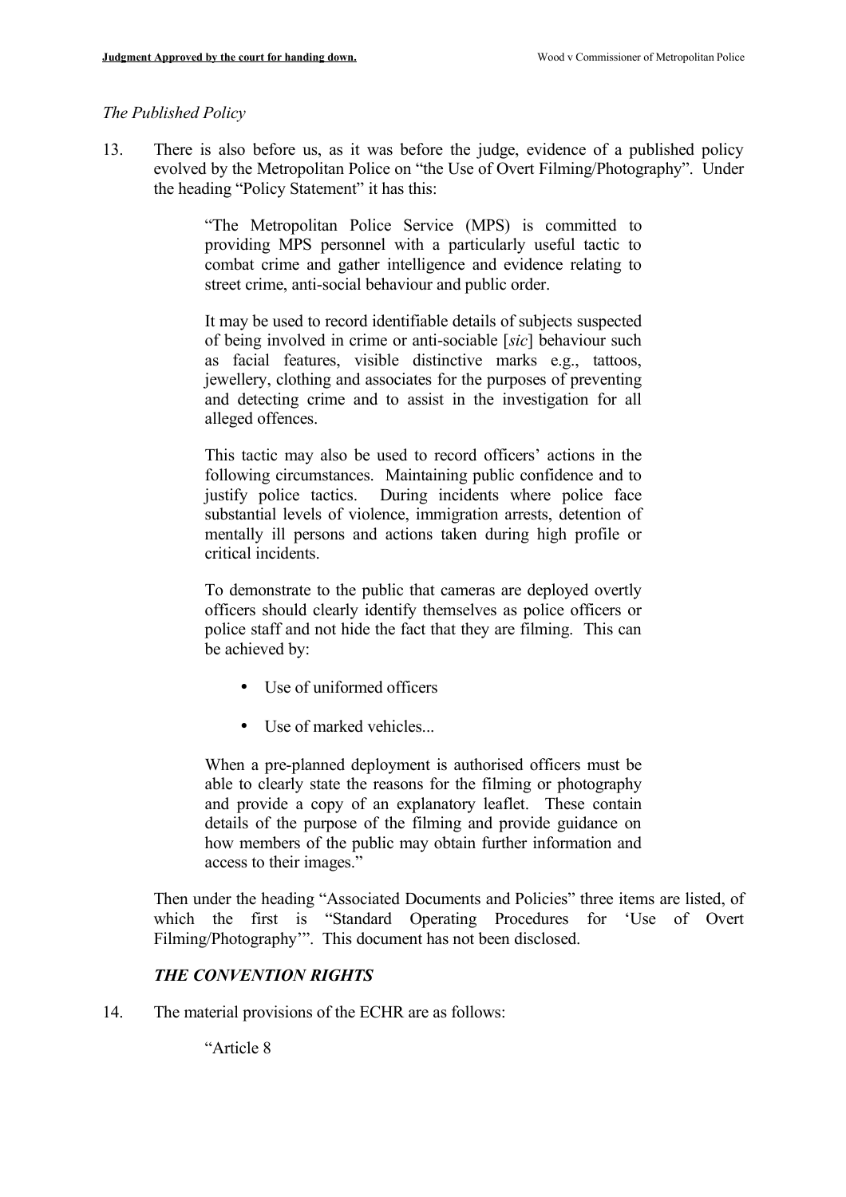*The Published Policy*

13. There is also before us, as it was before the judge, evidence of a published policy evolved by the Metropolitan Police on "the Use of Overt Filming/Photography". Under the heading "Policy Statement" it has this:

> "The Metropolitan Police Service (MPS) is committed to providing MPS personnel with a particularly useful tactic to combat crime and gather intelligence and evidence relating to street crime, anti-social behaviour and public order.
>
> It may be used to record identifiable details of subjects suspected of being involved in crime or anti-sociable [*sic*] behaviour such as facial features, visible distinctive marks e.g., tattoos, jewellery, clothing and associates for the purposes of preventing and detecting crime and to assist in the investigation for all alleged offences.
>
> This tactic may also be used to record officers' actions in the following circumstances. Maintaining public confidence and to justify police tactics. During incidents where police face substantial levels of violence, immigration arrests, detention of mentally ill persons and actions taken during high profile or critical incidents.
>
> To demonstrate to the public that cameras are deployed overtly officers should clearly identify themselves as police officers or police staff and not hide the fact that they are filming. This can be achieved by:
>
> - Use of uniformed officers
> - Use of marked vehicles...
>
> When a pre-planned deployment is authorised officers must be able to clearly state the reasons for the filming or photography and provide a copy of an explanatory leaflet. These contain details of the purpose of the filming and provide guidance on how members of the public may obtain further information and access to their images."

Then under the heading "Associated Documents and Policies" three items are listed, of which the first is "Standard Operating Procedures for 'Use of Overt Filming/Photography'". This document has not been disclosed.

### *THE CONVENTION RIGHTS*

14. The material provisions of the ECHR are as follows:

> "Article 8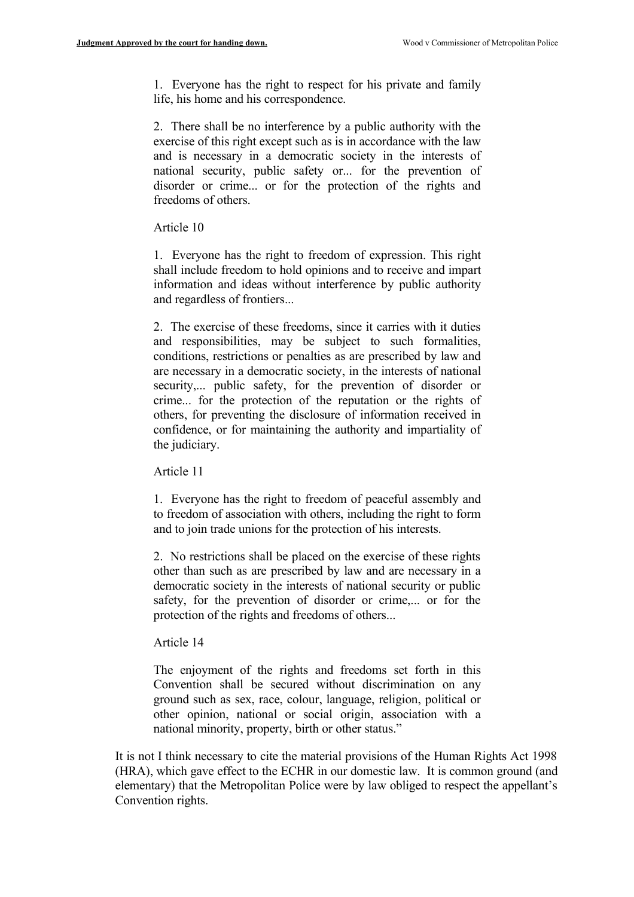1. Everyone has the right to respect for his private and family life, his home and his correspondence.

2. There shall be no interference by a public authority with the exercise of this right except such as is in accordance with the law and is necessary in a democratic society in the interests of national security, public safety or... for the prevention of disorder or crime... or for the protection of the rights and freedoms of others.

Article 10

1. Everyone has the right to freedom of expression. This right shall include freedom to hold opinions and to receive and impart information and ideas without interference by public authority and regardless of frontiers...

2. The exercise of these freedoms, since it carries with it duties and responsibilities, may be subject to such formalities, conditions, restrictions or penalties as are prescribed by law and are necessary in a democratic society, in the interests of national security,... public safety, for the prevention of disorder or crime... for the protection of the reputation or the rights of others, for preventing the disclosure of information received in confidence, or for maintaining the authority and impartiality of the judiciary.

Article 11

1. Everyone has the right to freedom of peaceful assembly and to freedom of association with others, including the right to form and to join trade unions for the protection of his interests.

2. No restrictions shall be placed on the exercise of these rights other than such as are prescribed by law and are necessary in a democratic society in the interests of national security or public safety, for the prevention of disorder or crime,... or for the protection of the rights and freedoms of others...

Article 14

The enjoyment of the rights and freedoms set forth in this Convention shall be secured without discrimination on any ground such as sex, race, colour, language, religion, political or other opinion, national or social origin, association with a national minority, property, birth or other status."

It is not I think necessary to cite the material provisions of the Human Rights Act 1998 (HRA), which gave effect to the ECHR in our domestic law. It is common ground (and elementary) that the Metropolitan Police were by law obliged to respect the appellant's Convention rights.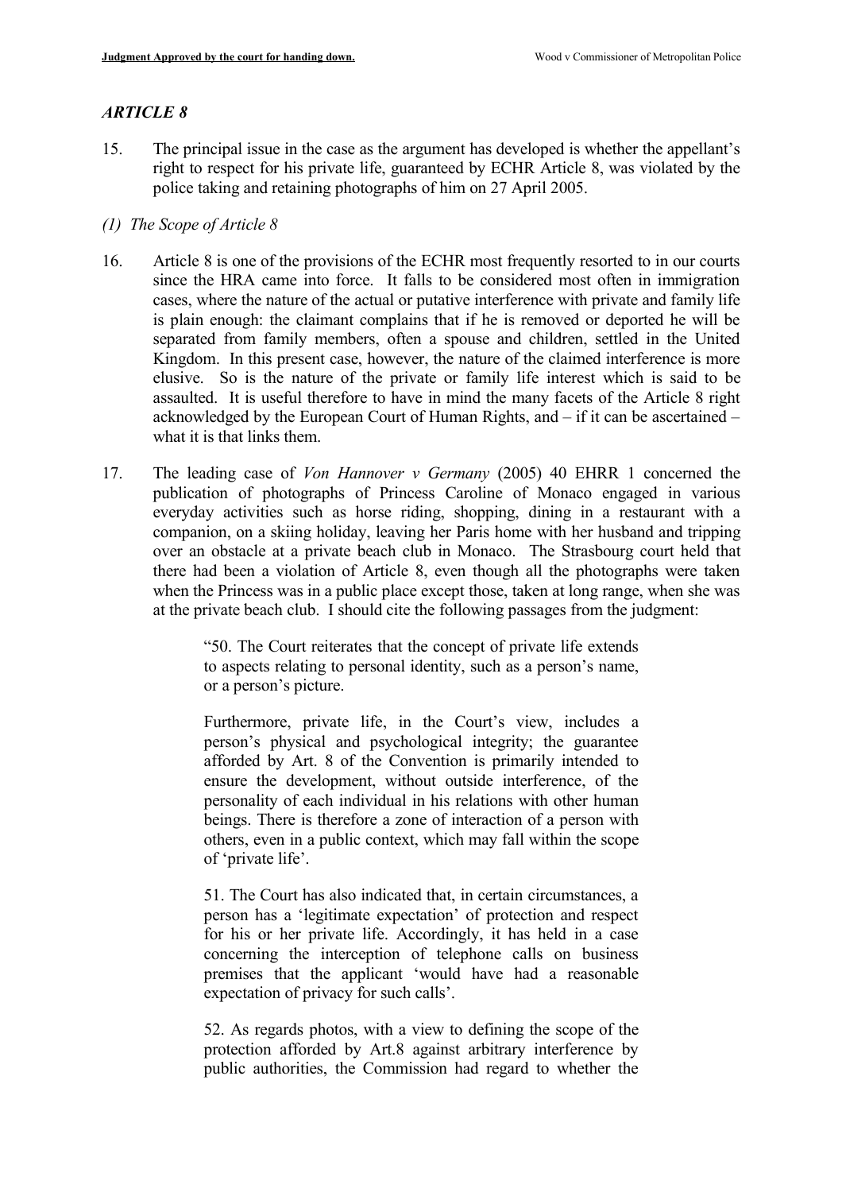## *ARTICLE 8*

15. The principal issue in the case as the argument has developed is whether the appellant's right to respect for his private life, guaranteed by ECHR Article 8, was violated by the police taking and retaining photographs of him on 27 April 2005.

### *(1) The Scope of Article 8*

16. Article 8 is one of the provisions of the ECHR most frequently resorted to in our courts since the HRA came into force. It falls to be considered most often in immigration cases, where the nature of the actual or putative interference with private and family life is plain enough: the claimant complains that if he is removed or deported he will be separated from family members, often a spouse and children, settled in the United Kingdom. In this present case, however, the nature of the claimed interference is more elusive. So is the nature of the private or family life interest which is said to be assaulted. It is useful therefore to have in mind the many facets of the Article 8 right acknowledged by the European Court of Human Rights, and – if it can be ascertained – what it is that links them.

17. The leading case of *Von Hannover v Germany* (2005) 40 EHRR 1 concerned the publication of photographs of Princess Caroline of Monaco engaged in various everyday activities such as horse riding, shopping, dining in a restaurant with a companion, on a skiing holiday, leaving her Paris home with her husband and tripping over an obstacle at a private beach club in Monaco. The Strasbourg court held that there had been a violation of Article 8, even though all the photographs were taken when the Princess was in a public place except those, taken at long range, when she was at the private beach club. I should cite the following passages from the judgment:

> "50. The Court reiterates that the concept of private life extends to aspects relating to personal identity, such as a person's name, or a person's picture.
>
> Furthermore, private life, in the Court's view, includes a person's physical and psychological integrity; the guarantee afforded by Art. 8 of the Convention is primarily intended to ensure the development, without outside interference, of the personality of each individual in his relations with other human beings. There is therefore a zone of interaction of a person with others, even in a public context, which may fall within the scope of 'private life'.
>
> 51. The Court has also indicated that, in certain circumstances, a person has a 'legitimate expectation' of protection and respect for his or her private life. Accordingly, it has held in a case concerning the interception of telephone calls on business premises that the applicant 'would have had a reasonable expectation of privacy for such calls'.
>
> 52. As regards photos, with a view to defining the scope of the protection afforded by Art.8 against arbitrary interference by public authorities, the Commission had regard to whether the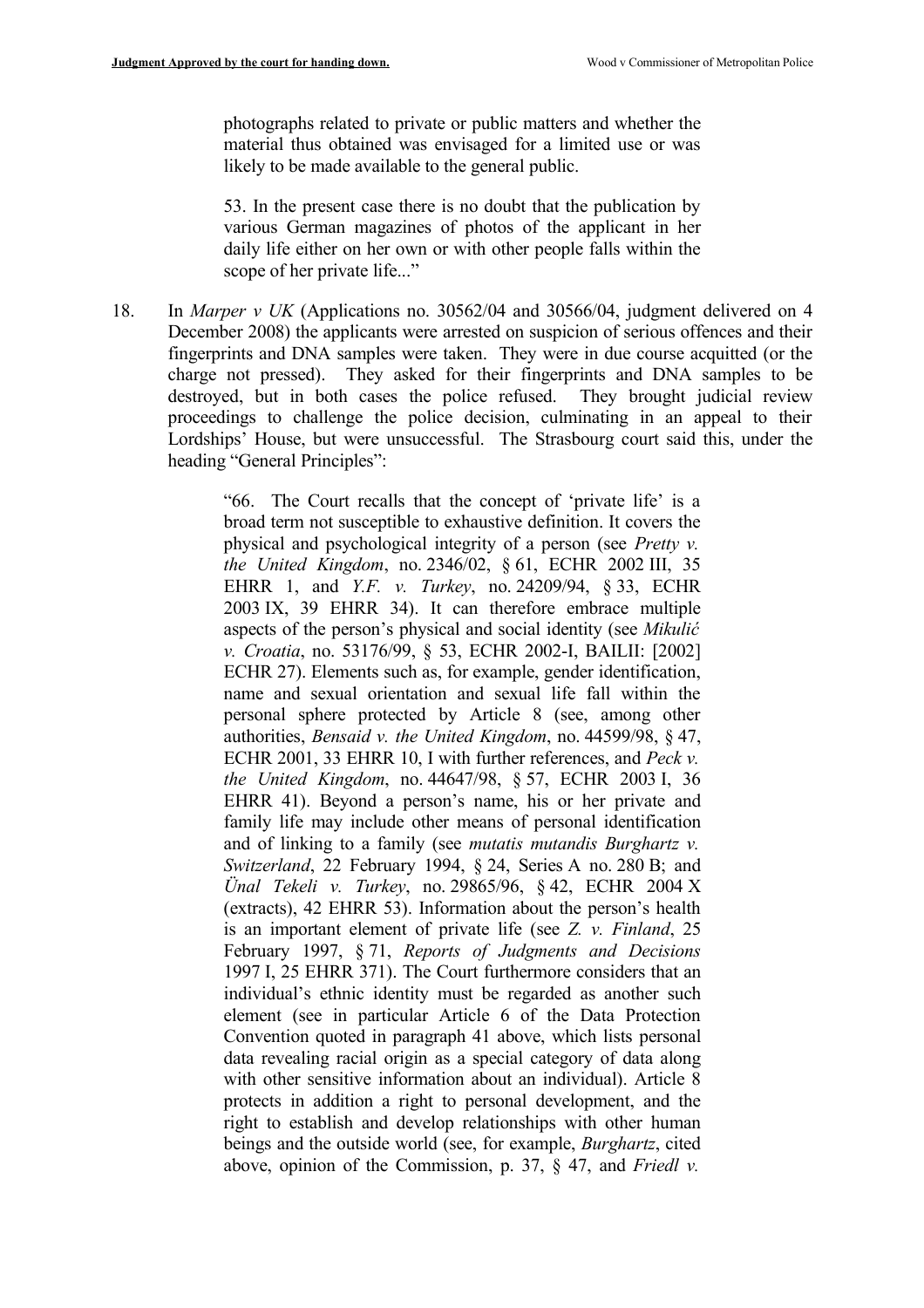> photographs related to private or public matters and whether the material thus obtained was envisaged for a limited use or was likely to be made available to the general public.
>
> 53. In the present case there is no doubt that the publication by various German magazines of photos of the applicant in her daily life either on her own or with other people falls within the scope of her private life..."

18. In *Marper v UK* (Applications no. 30562/04 and 30566/04, judgment delivered on 4 December 2008) the applicants were arrested on suspicion of serious offences and their fingerprints and DNA samples were taken. They were in due course acquitted (or the charge not pressed). They asked for their fingerprints and DNA samples to be destroyed, but in both cases the police refused. They brought judicial review proceedings to challenge the police decision, culminating in an appeal to their Lordships' House, but were unsuccessful. The Strasbourg court said this, under the heading "General Principles":

> "66. The Court recalls that the concept of 'private life' is a broad term not susceptible to exhaustive definition. It covers the physical and psychological integrity of a person (see *Pretty v. the United Kingdom*, no. 2346/02, § 61, ECHR 2002 III, 35 EHRR 1, and *Y.F. v. Turkey*, no. 24209/94, § 33, ECHR 2003 IX, 39 EHRR 34). It can therefore embrace multiple aspects of the person's physical and social identity (see *Mikulić v. Croatia*, no. 53176/99, § 53, ECHR 2002-I, BAILII: [2002] ECHR 27). Elements such as, for example, gender identification, name and sexual orientation and sexual life fall within the personal sphere protected by Article 8 (see, among other authorities, *Bensaid v. the United Kingdom*, no. 44599/98, § 47, ECHR 2001, 33 EHRR 10, I with further references, and *Peck v. the United Kingdom*, no. 44647/98, § 57, ECHR 2003 I, 36 EHRR 41). Beyond a person's name, his or her private and family life may include other means of personal identification and of linking to a family (see *mutatis mutandis Burghartz v. Switzerland*, 22 February 1994, § 24, Series A no. 280 B; and *Ünal Tekeli v. Turkey*, no. 29865/96, § 42, ECHR 2004 X (extracts), 42 EHRR 53). Information about the person's health is an important element of private life (see *Z. v. Finland*, 25 February 1997, § 71, *Reports of Judgments and Decisions* 1997 I, 25 EHRR 371). The Court furthermore considers that an individual's ethnic identity must be regarded as another such element (see in particular Article 6 of the Data Protection Convention quoted in paragraph 41 above, which lists personal data revealing racial origin as a special category of data along with other sensitive information about an individual). Article 8 protects in addition a right to personal development, and the right to establish and develop relationships with other human beings and the outside world (see, for example, *Burghartz*, cited above, opinion of the Commission, p. 37, § 47, and *Friedl v.*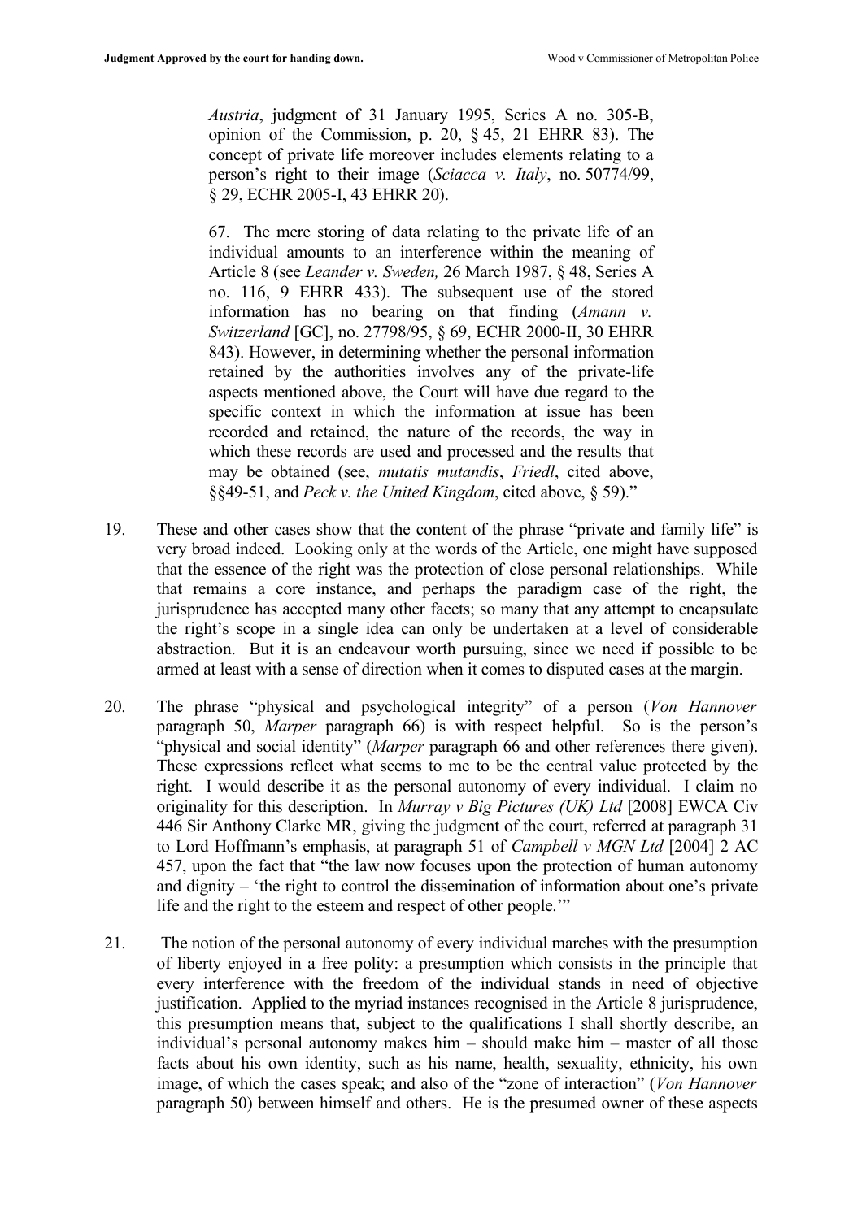> *Austria*, judgment of 31 January 1995, Series A no. 305-B, opinion of the Commission, p. 20, § 45, 21 EHRR 83). The concept of private life moreover includes elements relating to a person's right to their image (*Sciacca v. Italy*, no. 50774/99, § 29, ECHR 2005-I, 43 EHRR 20).
>
> 67. The mere storing of data relating to the private life of an individual amounts to an interference within the meaning of Article 8 (see *Leander v. Sweden,* 26 March 1987, § 48, Series A no. 116, 9 EHRR 433). The subsequent use of the stored information has no bearing on that finding (*Amann v. Switzerland* [GC], no. 27798/95, § 69, ECHR 2000-II, 30 EHRR 843). However, in determining whether the personal information retained by the authorities involves any of the private-life aspects mentioned above, the Court will have due regard to the specific context in which the information at issue has been recorded and retained, the nature of the records, the way in which these records are used and processed and the results that may be obtained (see, *mutatis mutandis*, *Friedl*, cited above, §§49-51, and *Peck v. the United Kingdom*, cited above, § 59)."

19. These and other cases show that the content of the phrase "private and family life" is very broad indeed. Looking only at the words of the Article, one might have supposed that the essence of the right was the protection of close personal relationships. While that remains a core instance, and perhaps the paradigm case of the right, the jurisprudence has accepted many other facets; so many that any attempt to encapsulate the right's scope in a single idea can only be undertaken at a level of considerable abstraction. But it is an endeavour worth pursuing, since we need if possible to be armed at least with a sense of direction when it comes to disputed cases at the margin.

20. The phrase "physical and psychological integrity" of a person (*Von Hannover* paragraph 50, *Marper* paragraph 66) is with respect helpful. So is the person's "physical and social identity" (*Marper* paragraph 66 and other references there given). These expressions reflect what seems to me to be the central value protected by the right. I would describe it as the personal autonomy of every individual. I claim no originality for this description. In *Murray v Big Pictures (UK) Ltd* [2008] EWCA Civ 446 Sir Anthony Clarke MR, giving the judgment of the court, referred at paragraph 31 to Lord Hoffmann's emphasis, at paragraph 51 of *Campbell v MGN Ltd* [2004] 2 AC 457, upon the fact that "the law now focuses upon the protection of human autonomy and dignity – 'the right to control the dissemination of information about one's private life and the right to the esteem and respect of other people.'"

21. The notion of the personal autonomy of every individual marches with the presumption of liberty enjoyed in a free polity: a presumption which consists in the principle that every interference with the freedom of the individual stands in need of objective justification. Applied to the myriad instances recognised in the Article 8 jurisprudence, this presumption means that, subject to the qualifications I shall shortly describe, an individual's personal autonomy makes him – should make him – master of all those facts about his own identity, such as his name, health, sexuality, ethnicity, his own image, of which the cases speak; and also of the "zone of interaction" (*Von Hannover* paragraph 50) between himself and others. He is the presumed owner of these aspects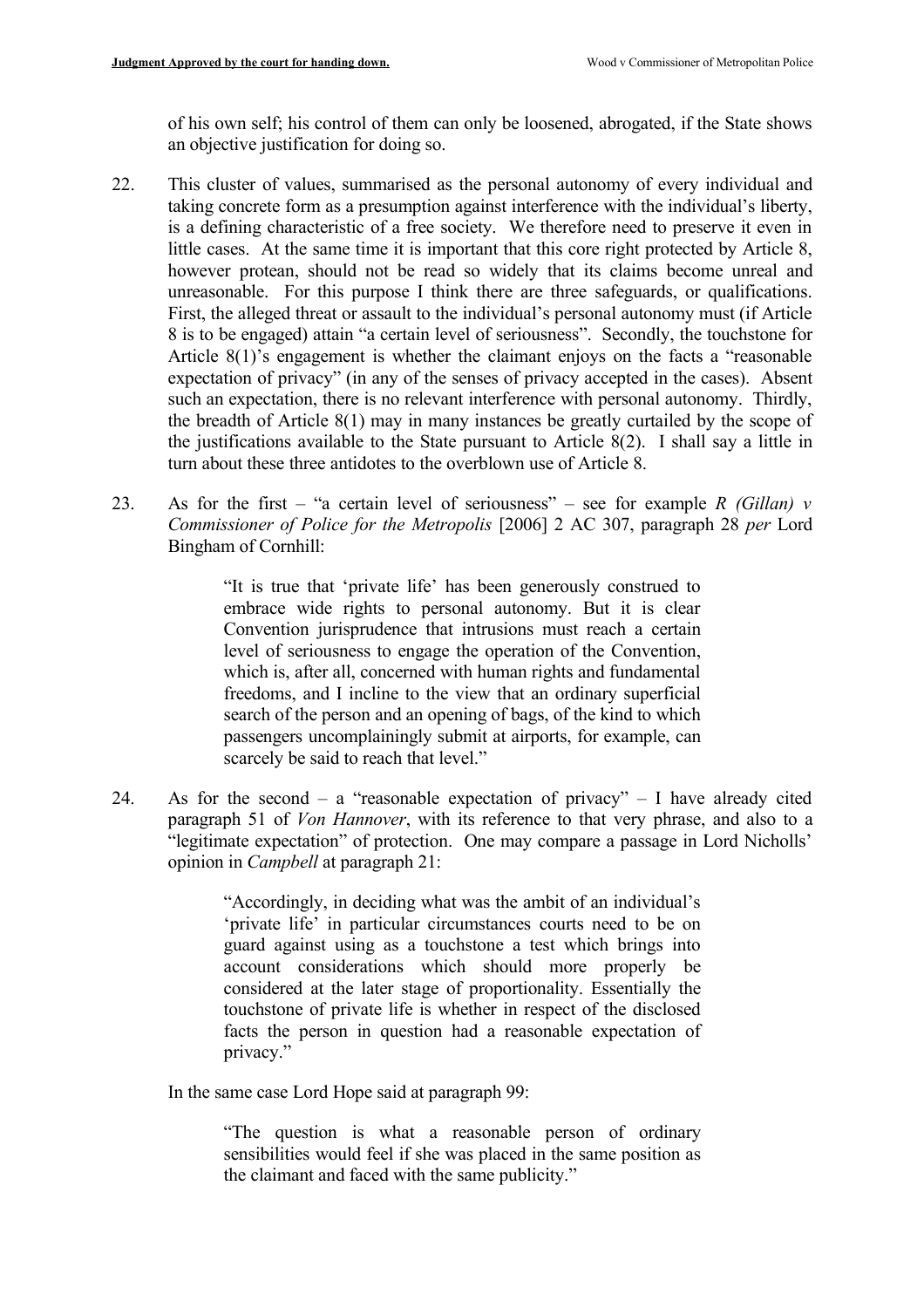of his own self; his control of them can only be loosened, abrogated, if the State shows an objective justification for doing so.

22. This cluster of values, summarised as the personal autonomy of every individual and taking concrete form as a presumption against interference with the individual's liberty, is a defining characteristic of a free society. We therefore need to preserve it even in little cases. At the same time it is important that this core right protected by Article 8, however protean, should not be read so widely that its claims become unreal and unreasonable. For this purpose I think there are three safeguards, or qualifications. First, the alleged threat or assault to the individual's personal autonomy must (if Article 8 is to be engaged) attain "a certain level of seriousness". Secondly, the touchstone for Article 8(1)'s engagement is whether the claimant enjoys on the facts a "reasonable expectation of privacy" (in any of the senses of privacy accepted in the cases). Absent such an expectation, there is no relevant interference with personal autonomy. Thirdly, the breadth of Article 8(1) may in many instances be greatly curtailed by the scope of the justifications available to the State pursuant to Article 8(2). I shall say a little in turn about these three antidotes to the overblown use of Article 8.

23. As for the first – "a certain level of seriousness" – see for example *R (Gillan) v Commissioner of Police for the Metropolis* [2006] 2 AC 307, paragraph 28 *per* Lord Bingham of Cornhill:

> "It is true that 'private life' has been generously construed to embrace wide rights to personal autonomy. But it is clear Convention jurisprudence that intrusions must reach a certain level of seriousness to engage the operation of the Convention, which is, after all, concerned with human rights and fundamental freedoms, and I incline to the view that an ordinary superficial search of the person and an opening of bags, of the kind to which passengers uncomplainingly submit at airports, for example, can scarcely be said to reach that level."

24. As for the second – a "reasonable expectation of privacy" – I have already cited paragraph 51 of *Von Hannover*, with its reference to that very phrase, and also to a "legitimate expectation" of protection. One may compare a passage in Lord Nicholls' opinion in *Campbell* at paragraph 21:

> "Accordingly, in deciding what was the ambit of an individual's 'private life' in particular circumstances courts need to be on guard against using as a touchstone a test which brings into account considerations which should more properly be considered at the later stage of proportionality. Essentially the touchstone of private life is whether in respect of the disclosed facts the person in question had a reasonable expectation of privacy."

In the same case Lord Hope said at paragraph 99:

> "The question is what a reasonable person of ordinary sensibilities would feel if she was placed in the same position as the claimant and faced with the same publicity."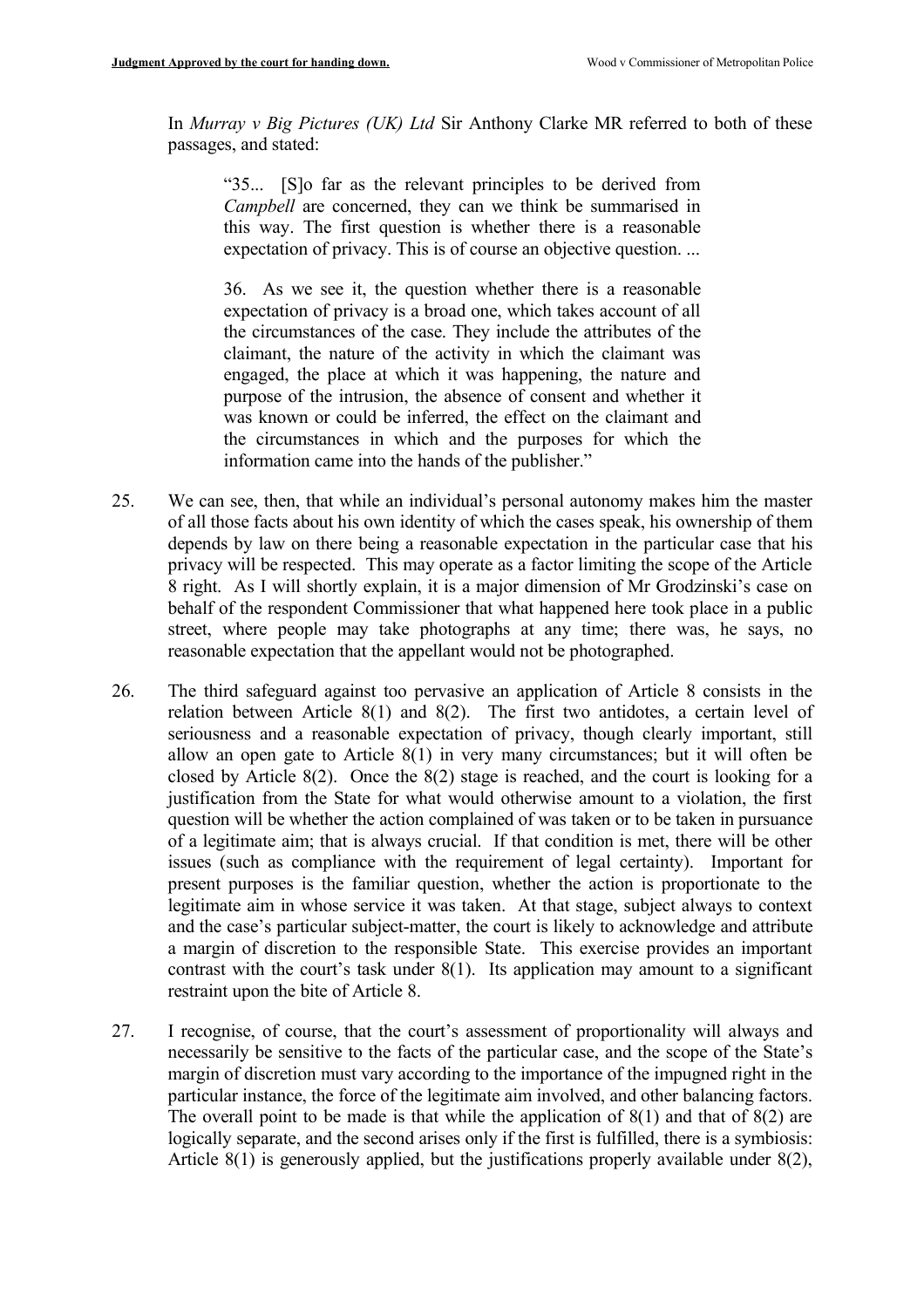In *Murray v Big Pictures (UK) Ltd* Sir Anthony Clarke MR referred to both of these passages, and stated:

> "35... [S]o far as the relevant principles to be derived from *Campbell* are concerned, they can we think be summarised in this way. The first question is whether there is a reasonable expectation of privacy. This is of course an objective question. ...
>
> 36. As we see it, the question whether there is a reasonable expectation of privacy is a broad one, which takes account of all the circumstances of the case. They include the attributes of the claimant, the nature of the activity in which the claimant was engaged, the place at which it was happening, the nature and purpose of the intrusion, the absence of consent and whether it was known or could be inferred, the effect on the claimant and the circumstances in which and the purposes for which the information came into the hands of the publisher."

25. We can see, then, that while an individual's personal autonomy makes him the master of all those facts about his own identity of which the cases speak, his ownership of them depends by law on there being a reasonable expectation in the particular case that his privacy will be respected. This may operate as a factor limiting the scope of the Article 8 right. As I will shortly explain, it is a major dimension of Mr Grodzinski's case on behalf of the respondent Commissioner that what happened here took place in a public street, where people may take photographs at any time; there was, he says, no reasonable expectation that the appellant would not be photographed.

26. The third safeguard against too pervasive an application of Article 8 consists in the relation between Article 8(1) and 8(2). The first two antidotes, a certain level of seriousness and a reasonable expectation of privacy, though clearly important, still allow an open gate to Article 8(1) in very many circumstances; but it will often be closed by Article 8(2). Once the 8(2) stage is reached, and the court is looking for a justification from the State for what would otherwise amount to a violation, the first question will be whether the action complained of was taken or to be taken in pursuance of a legitimate aim; that is always crucial. If that condition is met, there will be other issues (such as compliance with the requirement of legal certainty). Important for present purposes is the familiar question, whether the action is proportionate to the legitimate aim in whose service it was taken. At that stage, subject always to context and the case's particular subject-matter, the court is likely to acknowledge and attribute a margin of discretion to the responsible State. This exercise provides an important contrast with the court's task under 8(1). Its application may amount to a significant restraint upon the bite of Article 8.

27. I recognise, of course, that the court's assessment of proportionality will always and necessarily be sensitive to the facts of the particular case, and the scope of the State's margin of discretion must vary according to the importance of the impugned right in the particular instance, the force of the legitimate aim involved, and other balancing factors. The overall point to be made is that while the application of 8(1) and that of 8(2) are logically separate, and the second arises only if the first is fulfilled, there is a symbiosis: Article 8(1) is generously applied, but the justifications properly available under 8(2),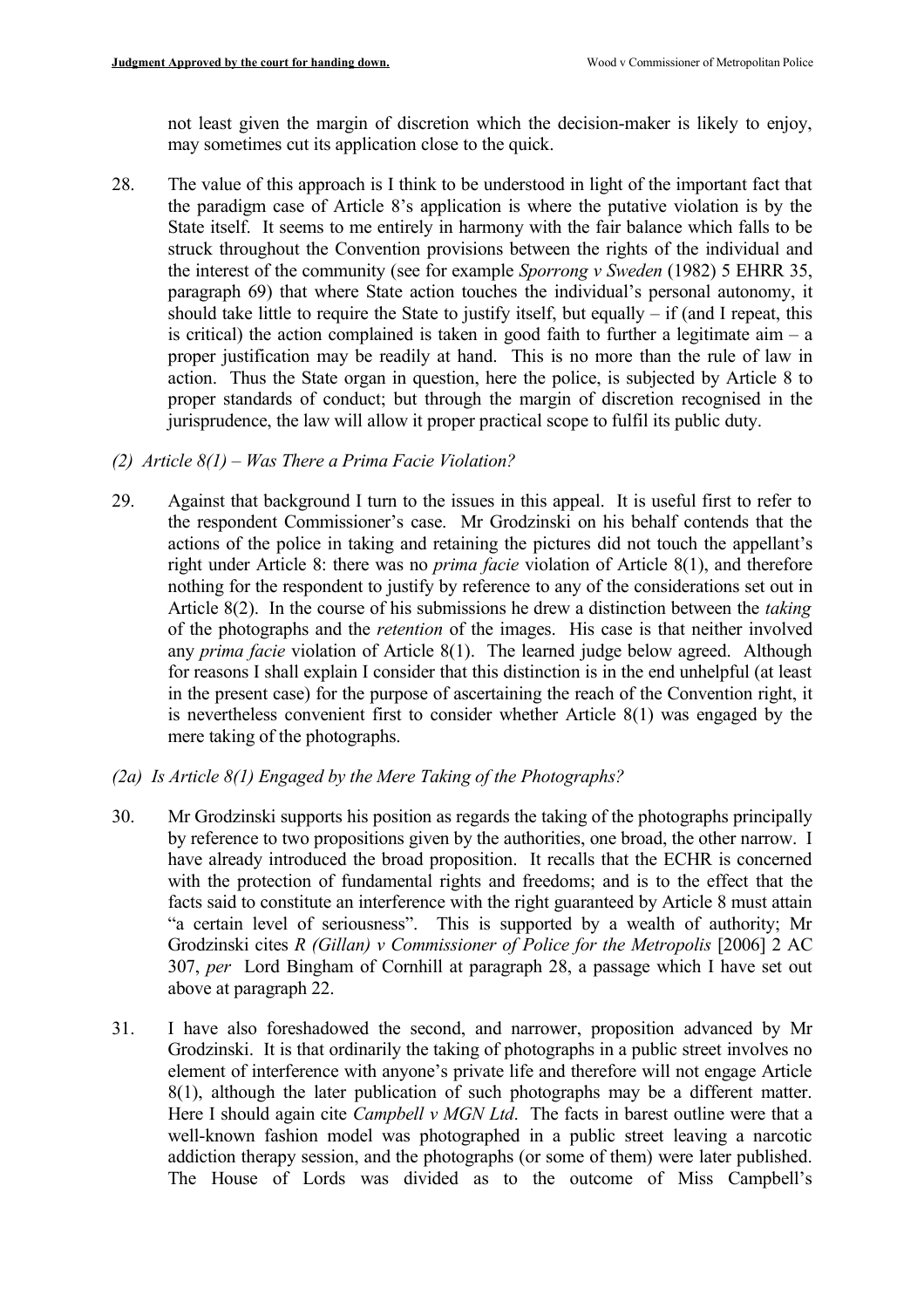not least given the margin of discretion which the decision-maker is likely to enjoy, may sometimes cut its application close to the quick.

28. The value of this approach is I think to be understood in light of the important fact that the paradigm case of Article 8's application is where the putative violation is by the State itself. It seems to me entirely in harmony with the fair balance which falls to be struck throughout the Convention provisions between the rights of the individual and the interest of the community (see for example *Sporrong v Sweden* (1982) 5 EHRR 35, paragraph 69) that where State action touches the individual's personal autonomy, it should take little to require the State to justify itself, but equally – if (and I repeat, this is critical) the action complained is taken in good faith to further a legitimate aim – a proper justification may be readily at hand. This is no more than the rule of law in action. Thus the State organ in question, here the police, is subjected by Article 8 to proper standards of conduct; but through the margin of discretion recognised in the jurisprudence, the law will allow it proper practical scope to fulfil its public duty.

*(2) Article 8(1) – Was There a Prima Facie Violation?*

29. Against that background I turn to the issues in this appeal. It is useful first to refer to the respondent Commissioner's case. Mr Grodzinski on his behalf contends that the actions of the police in taking and retaining the pictures did not touch the appellant's right under Article 8: there was no *prima facie* violation of Article 8(1), and therefore nothing for the respondent to justify by reference to any of the considerations set out in Article 8(2). In the course of his submissions he drew a distinction between the *taking* of the photographs and the *retention* of the images. His case is that neither involved any *prima facie* violation of Article 8(1). The learned judge below agreed. Although for reasons I shall explain I consider that this distinction is in the end unhelpful (at least in the present case) for the purpose of ascertaining the reach of the Convention right, it is nevertheless convenient first to consider whether Article 8(1) was engaged by the mere taking of the photographs.

*(2a) Is Article 8(1) Engaged by the Mere Taking of the Photographs?*

30. Mr Grodzinski supports his position as regards the taking of the photographs principally by reference to two propositions given by the authorities, one broad, the other narrow. I have already introduced the broad proposition. It recalls that the ECHR is concerned with the protection of fundamental rights and freedoms; and is to the effect that the facts said to constitute an interference with the right guaranteed by Article 8 must attain "a certain level of seriousness". This is supported by a wealth of authority; Mr Grodzinski cites *R (Gillan) v Commissioner of Police for the Metropolis* [2006] 2 AC 307, *per* Lord Bingham of Cornhill at paragraph 28, a passage which I have set out above at paragraph 22.

31. I have also foreshadowed the second, and narrower, proposition advanced by Mr Grodzinski. It is that ordinarily the taking of photographs in a public street involves no element of interference with anyone's private life and therefore will not engage Article 8(1), although the later publication of such photographs may be a different matter. Here I should again cite *Campbell v MGN Ltd*. The facts in barest outline were that a well-known fashion model was photographed in a public street leaving a narcotic addiction therapy session, and the photographs (or some of them) were later published. The House of Lords was divided as to the outcome of Miss Campbell's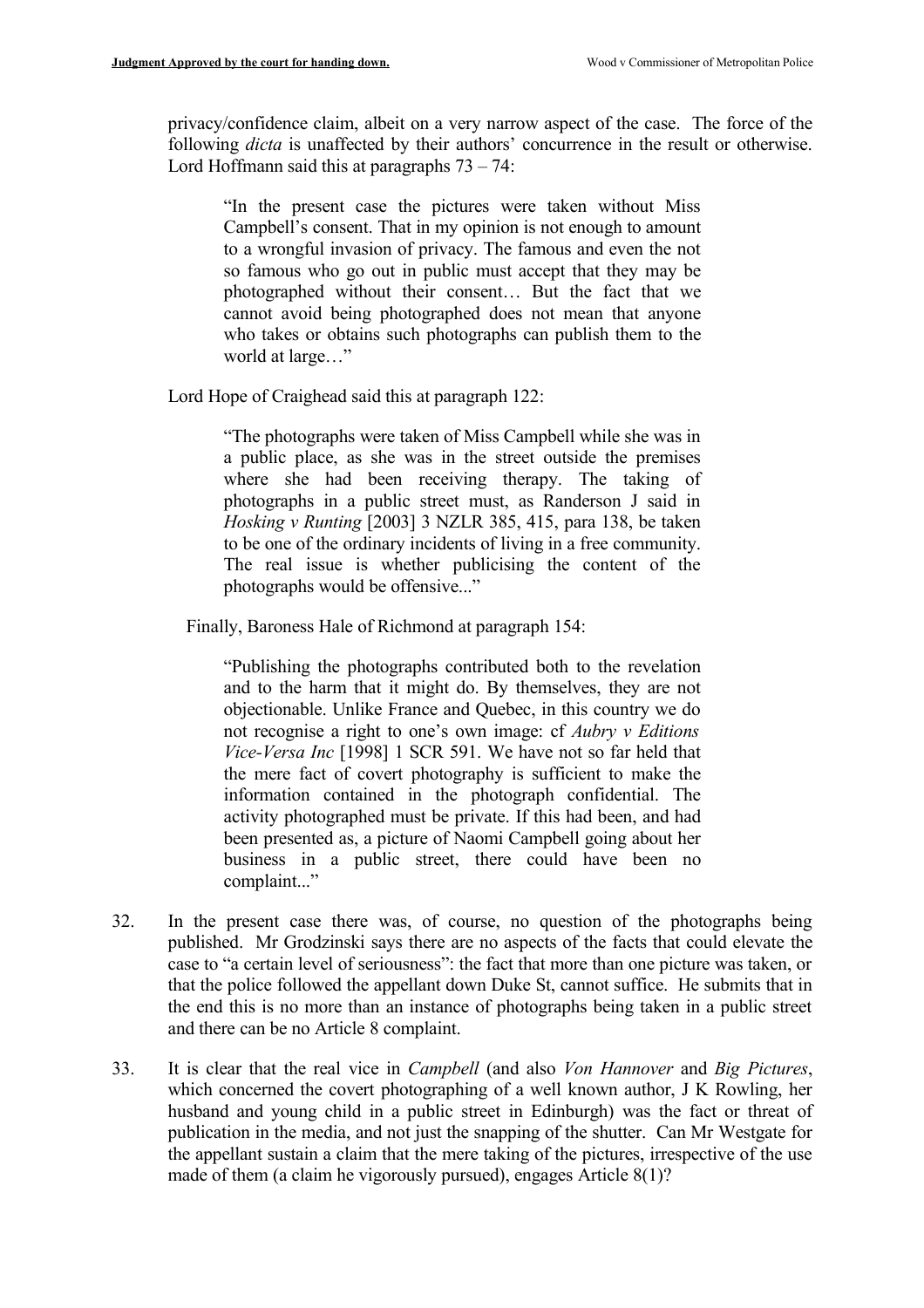privacy/confidence claim, albeit on a very narrow aspect of the case. The force of the following *dicta* is unaffected by their authors' concurrence in the result or otherwise. Lord Hoffmann said this at paragraphs 73 – 74:

> "In the present case the pictures were taken without Miss Campbell's consent. That in my opinion is not enough to amount to a wrongful invasion of privacy. The famous and even the not so famous who go out in public must accept that they may be photographed without their consent… But the fact that we cannot avoid being photographed does not mean that anyone who takes or obtains such photographs can publish them to the world at large…"

Lord Hope of Craighead said this at paragraph 122:

> "The photographs were taken of Miss Campbell while she was in a public place, as she was in the street outside the premises where she had been receiving therapy. The taking of photographs in a public street must, as Randerson J said in *Hosking v Runting* [2003] 3 NZLR 385, 415, para 138, be taken to be one of the ordinary incidents of living in a free community. The real issue is whether publicising the content of the photographs would be offensive..."

Finally, Baroness Hale of Richmond at paragraph 154:

> "Publishing the photographs contributed both to the revelation and to the harm that it might do. By themselves, they are not objectionable. Unlike France and Quebec, in this country we do not recognise a right to one's own image: cf *Aubry v Editions Vice-Versa Inc* [1998] 1 SCR 591. We have not so far held that the mere fact of covert photography is sufficient to make the information contained in the photograph confidential. The activity photographed must be private. If this had been, and had been presented as, a picture of Naomi Campbell going about her business in a public street, there could have been no complaint..."

32. In the present case there was, of course, no question of the photographs being published. Mr Grodzinski says there are no aspects of the facts that could elevate the case to "a certain level of seriousness": the fact that more than one picture was taken, or that the police followed the appellant down Duke St, cannot suffice. He submits that in the end this is no more than an instance of photographs being taken in a public street and there can be no Article 8 complaint.

33. It is clear that the real vice in *Campbell* (and also *Von Hannover* and *Big Pictures*, which concerned the covert photographing of a well known author, J K Rowling, her husband and young child in a public street in Edinburgh) was the fact or threat of publication in the media, and not just the snapping of the shutter. Can Mr Westgate for the appellant sustain a claim that the mere taking of the pictures, irrespective of the use made of them (a claim he vigorously pursued), engages Article 8(1)?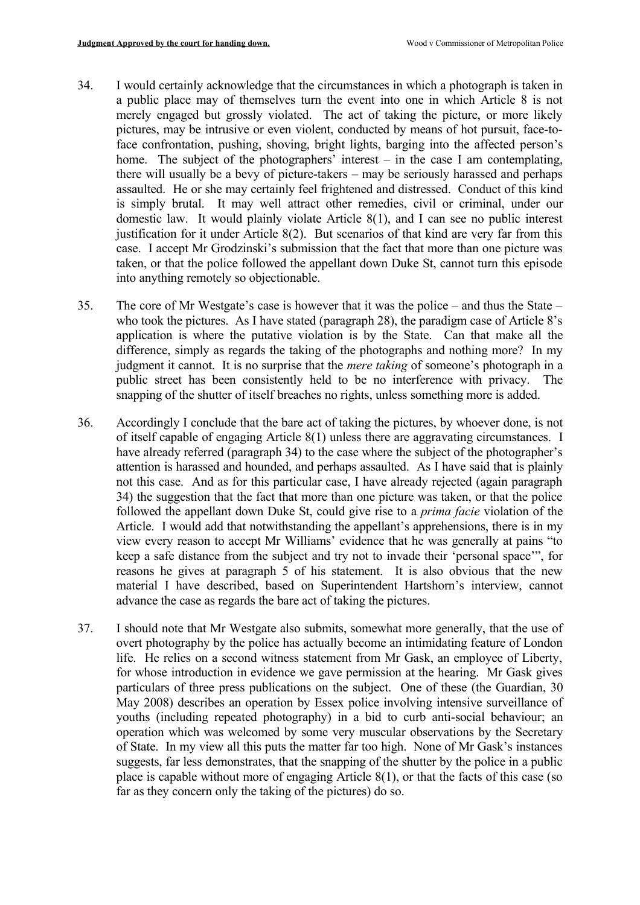34. I would certainly acknowledge that the circumstances in which a photograph is taken in a public place may of themselves turn the event into one in which Article 8 is not merely engaged but grossly violated. The act of taking the picture, or more likely pictures, may be intrusive or even violent, conducted by means of hot pursuit, face-to-face confrontation, pushing, shoving, bright lights, barging into the affected person's home. The subject of the photographers' interest – in the case I am contemplating, there will usually be a bevy of picture-takers – may be seriously harassed and perhaps assaulted. He or she may certainly feel frightened and distressed. Conduct of this kind is simply brutal. It may well attract other remedies, civil or criminal, under our domestic law. It would plainly violate Article 8(1), and I can see no public interest justification for it under Article 8(2). But scenarios of that kind are very far from this case. I accept Mr Grodzinski's submission that the fact that more than one picture was taken, or that the police followed the appellant down Duke St, cannot turn this episode into anything remotely so objectionable.

35. The core of Mr Westgate's case is however that it was the police – and thus the State – who took the pictures. As I have stated (paragraph 28), the paradigm case of Article 8's application is where the putative violation is by the State. Can that make all the difference, simply as regards the taking of the photographs and nothing more? In my judgment it cannot. It is no surprise that the *mere taking* of someone's photograph in a public street has been consistently held to be no interference with privacy. The snapping of the shutter of itself breaches no rights, unless something more is added.

36. Accordingly I conclude that the bare act of taking the pictures, by whoever done, is not of itself capable of engaging Article 8(1) unless there are aggravating circumstances. I have already referred (paragraph 34) to the case where the subject of the photographer's attention is harassed and hounded, and perhaps assaulted. As I have said that is plainly not this case. And as for this particular case, I have already rejected (again paragraph 34) the suggestion that the fact that more than one picture was taken, or that the police followed the appellant down Duke St, could give rise to a *prima facie* violation of the Article. I would add that notwithstanding the appellant's apprehensions, there is in my view every reason to accept Mr Williams' evidence that he was generally at pains "to keep a safe distance from the subject and try not to invade their 'personal space'", for reasons he gives at paragraph 5 of his statement. It is also obvious that the new material I have described, based on Superintendent Hartshorn's interview, cannot advance the case as regards the bare act of taking the pictures.

37. I should note that Mr Westgate also submits, somewhat more generally, that the use of overt photography by the police has actually become an intimidating feature of London life. He relies on a second witness statement from Mr Gask, an employee of Liberty, for whose introduction in evidence we gave permission at the hearing. Mr Gask gives particulars of three press publications on the subject. One of these (the Guardian, 30 May 2008) describes an operation by Essex police involving intensive surveillance of youths (including repeated photography) in a bid to curb anti-social behaviour; an operation which was welcomed by some very muscular observations by the Secretary of State. In my view all this puts the matter far too high. None of Mr Gask's instances suggests, far less demonstrates, that the snapping of the shutter by the police in a public place is capable without more of engaging Article 8(1), or that the facts of this case (so far as they concern only the taking of the pictures) do so.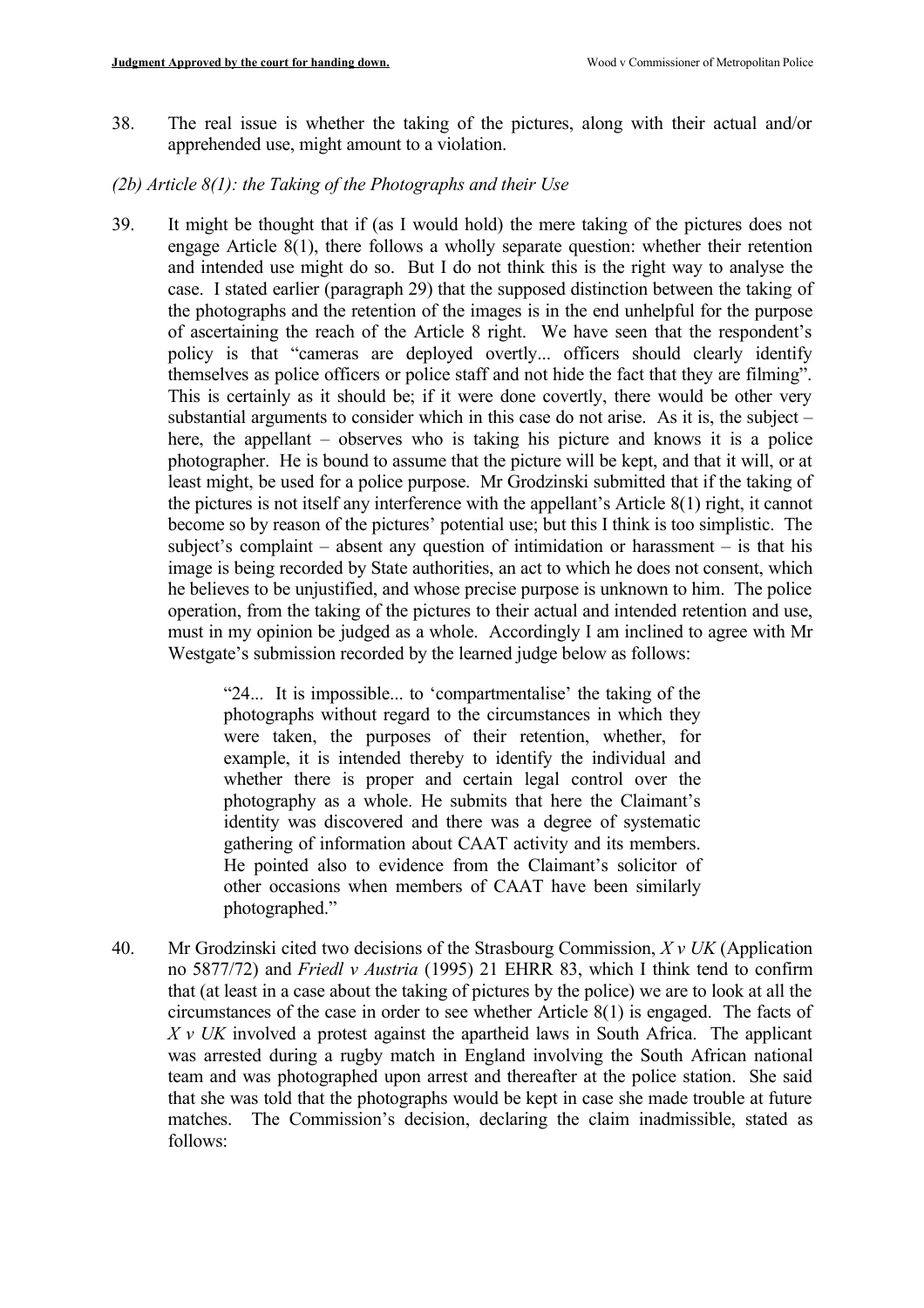38. The real issue is whether the taking of the pictures, along with their actual and/or apprehended use, might amount to a violation.

*(2b) Article 8(1): the Taking of the Photographs and their Use*

39. It might be thought that if (as I would hold) the mere taking of the pictures does not engage Article 8(1), there follows a wholly separate question: whether their retention and intended use might do so. But I do not think this is the right way to analyse the case. I stated earlier (paragraph 29) that the supposed distinction between the taking of the photographs and the retention of the images is in the end unhelpful for the purpose of ascertaining the reach of the Article 8 right. We have seen that the respondent's policy is that "cameras are deployed overtly... officers should clearly identify themselves as police officers or police staff and not hide the fact that they are filming". This is certainly as it should be; if it were done covertly, there would be other very substantial arguments to consider which in this case do not arise. As it is, the subject – here, the appellant – observes who is taking his picture and knows it is a police photographer. He is bound to assume that the picture will be kept, and that it will, or at least might, be used for a police purpose. Mr Grodzinski submitted that if the taking of the pictures is not itself any interference with the appellant's Article 8(1) right, it cannot become so by reason of the pictures' potential use; but this I think is too simplistic. The subject's complaint – absent any question of intimidation or harassment – is that his image is being recorded by State authorities, an act to which he does not consent, which he believes to be unjustified, and whose precise purpose is unknown to him. The police operation, from the taking of the pictures to their actual and intended retention and use, must in my opinion be judged as a whole. Accordingly I am inclined to agree with Mr Westgate's submission recorded by the learned judge below as follows:

> "24... It is impossible... to 'compartmentalise' the taking of the photographs without regard to the circumstances in which they were taken, the purposes of their retention, whether, for example, it is intended thereby to identify the individual and whether there is proper and certain legal control over the photography as a whole. He submits that here the Claimant's identity was discovered and there was a degree of systematic gathering of information about CAAT activity and its members. He pointed also to evidence from the Claimant's solicitor of other occasions when members of CAAT have been similarly photographed."

40. Mr Grodzinski cited two decisions of the Strasbourg Commission, *X v UK* (Application no 5877/72) and *Friedl v Austria* (1995) 21 EHRR 83, which I think tend to confirm that (at least in a case about the taking of pictures by the police) we are to look at all the circumstances of the case in order to see whether Article 8(1) is engaged. The facts of *X v UK* involved a protest against the apartheid laws in South Africa. The applicant was arrested during a rugby match in England involving the South African national team and was photographed upon arrest and thereafter at the police station. She said that she was told that the photographs would be kept in case she made trouble at future matches. The Commission's decision, declaring the claim inadmissible, stated as follows: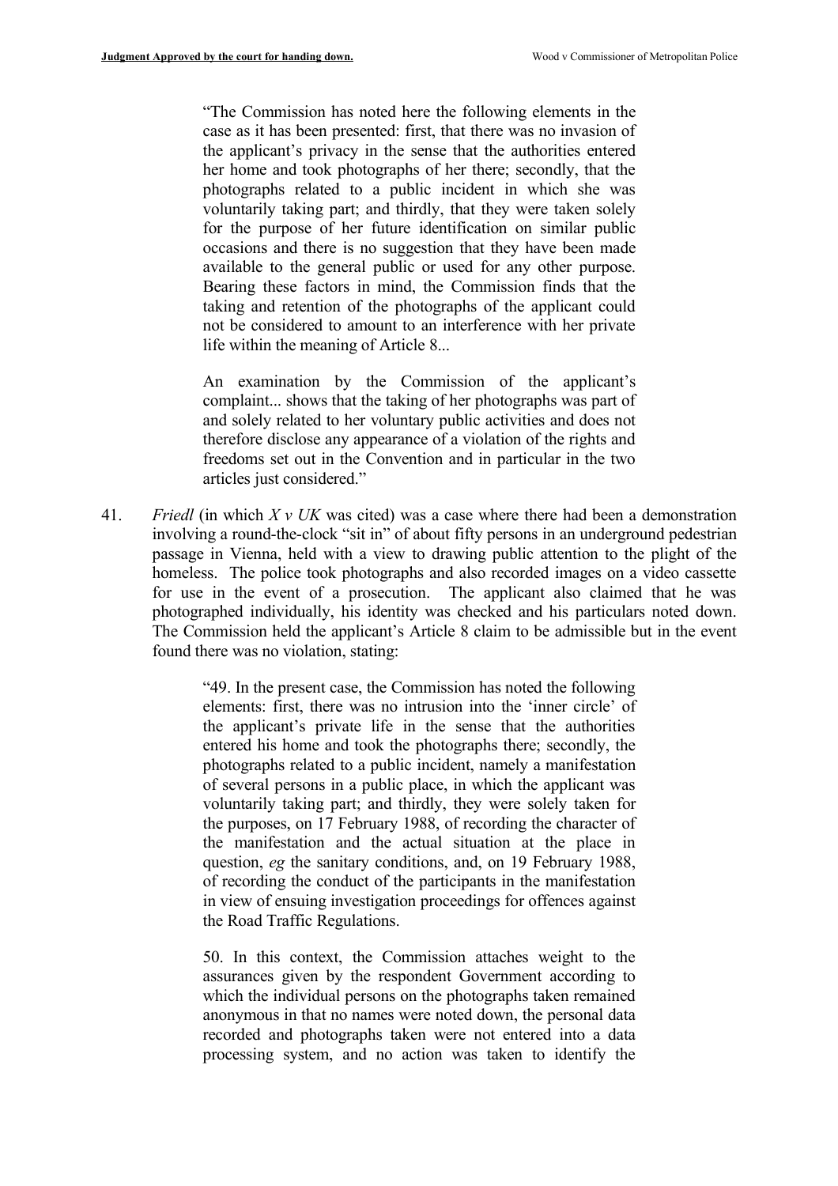> "The Commission has noted here the following elements in the case as it has been presented: first, that there was no invasion of the applicant's privacy in the sense that the authorities entered her home and took photographs of her there; secondly, that the photographs related to a public incident in which she was voluntarily taking part; and thirdly, that they were taken solely for the purpose of her future identification on similar public occasions and there is no suggestion that they have been made available to the general public or used for any other purpose. Bearing these factors in mind, the Commission finds that the taking and retention of the photographs of the applicant could not be considered to amount to an interference with her private life within the meaning of Article 8...
>
> An examination by the Commission of the applicant's complaint... shows that the taking of her photographs was part of and solely related to her voluntary public activities and does not therefore disclose any appearance of a violation of the rights and freedoms set out in the Convention and in particular in the two articles just considered."

41. *Friedl* (in which *X v UK* was cited) was a case where there had been a demonstration involving a round-the-clock "sit in" of about fifty persons in an underground pedestrian passage in Vienna, held with a view to drawing public attention to the plight of the homeless. The police took photographs and also recorded images on a video cassette for use in the event of a prosecution. The applicant also claimed that he was photographed individually, his identity was checked and his particulars noted down. The Commission held the applicant's Article 8 claim to be admissible but in the event found there was no violation, stating:

> "49. In the present case, the Commission has noted the following elements: first, there was no intrusion into the 'inner circle' of the applicant's private life in the sense that the authorities entered his home and took the photographs there; secondly, the photographs related to a public incident, namely a manifestation of several persons in a public place, in which the applicant was voluntarily taking part; and thirdly, they were solely taken for the purposes, on 17 February 1988, of recording the character of the manifestation and the actual situation at the place in question, *eg* the sanitary conditions, and, on 19 February 1988, of recording the conduct of the participants in the manifestation in view of ensuing investigation proceedings for offences against the Road Traffic Regulations.
>
> 50. In this context, the Commission attaches weight to the assurances given by the respondent Government according to which the individual persons on the photographs taken remained anonymous in that no names were noted down, the personal data recorded and photographs taken were not entered into a data processing system, and no action was taken to identify the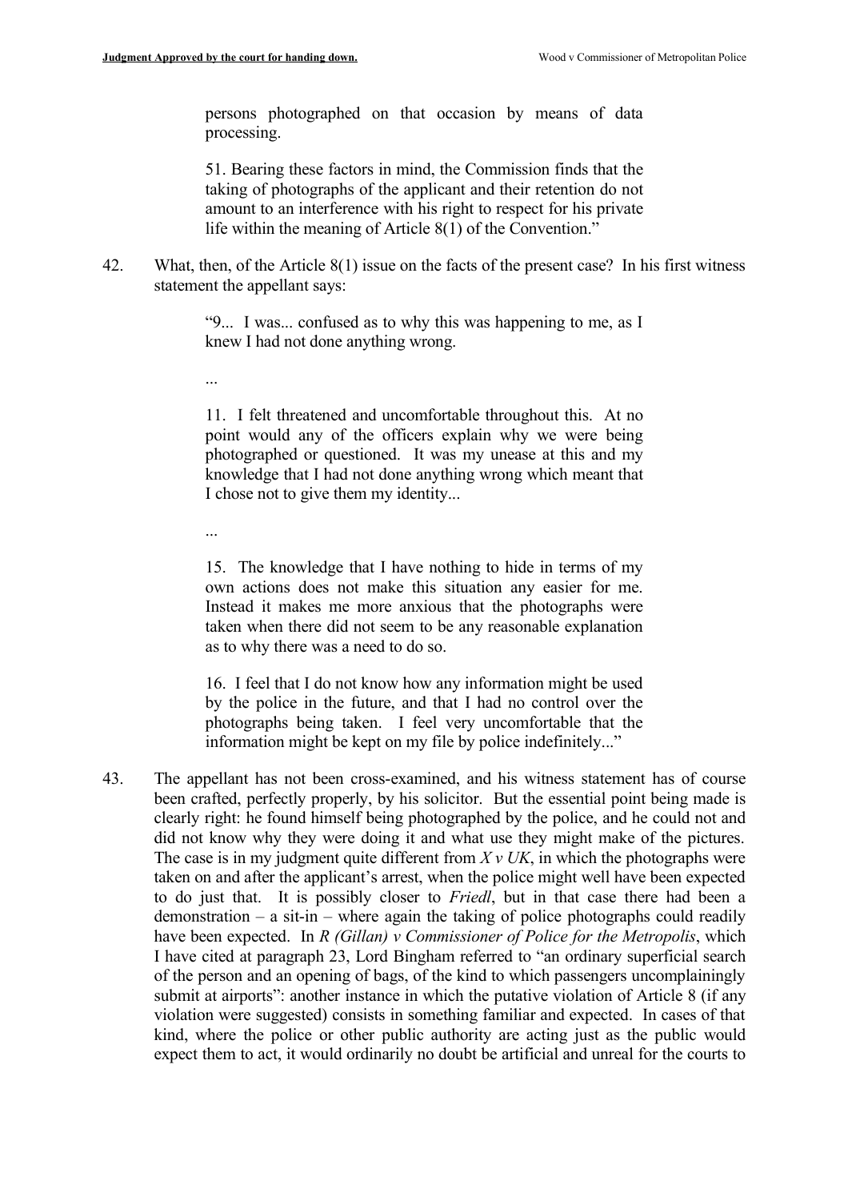persons photographed on that occasion by means of data processing.

> 51. Bearing these factors in mind, the Commission finds that the taking of photographs of the applicant and their retention do not amount to an interference with his right to respect for his private life within the meaning of Article 8(1) of the Convention."

42. What, then, of the Article 8(1) issue on the facts of the present case? In his first witness statement the appellant says:

> "9... I was... confused as to why this was happening to me, as I knew I had not done anything wrong.
>
> ...
>
> 11. I felt threatened and uncomfortable throughout this. At no point would any of the officers explain why we were being photographed or questioned. It was my unease at this and my knowledge that I had not done anything wrong which meant that I chose not to give them my identity...
>
> ...
>
> 15. The knowledge that I have nothing to hide in terms of my own actions does not make this situation any easier for me. Instead it makes me more anxious that the photographs were taken when there did not seem to be any reasonable explanation as to why there was a need to do so.
>
> 16. I feel that I do not know how any information might be used by the police in the future, and that I had no control over the photographs being taken. I feel very uncomfortable that the information might be kept on my file by police indefinitely..."

43. The appellant has not been cross-examined, and his witness statement has of course been crafted, perfectly properly, by his solicitor. But the essential point being made is clearly right: he found himself being photographed by the police, and he could not and did not know why they were doing it and what use they might make of the pictures. The case is in my judgment quite different from *X v UK*, in which the photographs were taken on and after the applicant's arrest, when the police might well have been expected to do just that. It is possibly closer to *Friedl*, but in that case there had been a demonstration – a sit-in – where again the taking of police photographs could readily have been expected. In *R (Gillan) v Commissioner of Police for the Metropolis*, which I have cited at paragraph 23, Lord Bingham referred to "an ordinary superficial search of the person and an opening of bags, of the kind to which passengers uncomplainingly submit at airports": another instance in which the putative violation of Article 8 (if any violation were suggested) consists in something familiar and expected. In cases of that kind, where the police or other public authority are acting just as the public would expect them to act, it would ordinarily no doubt be artificial and unreal for the courts to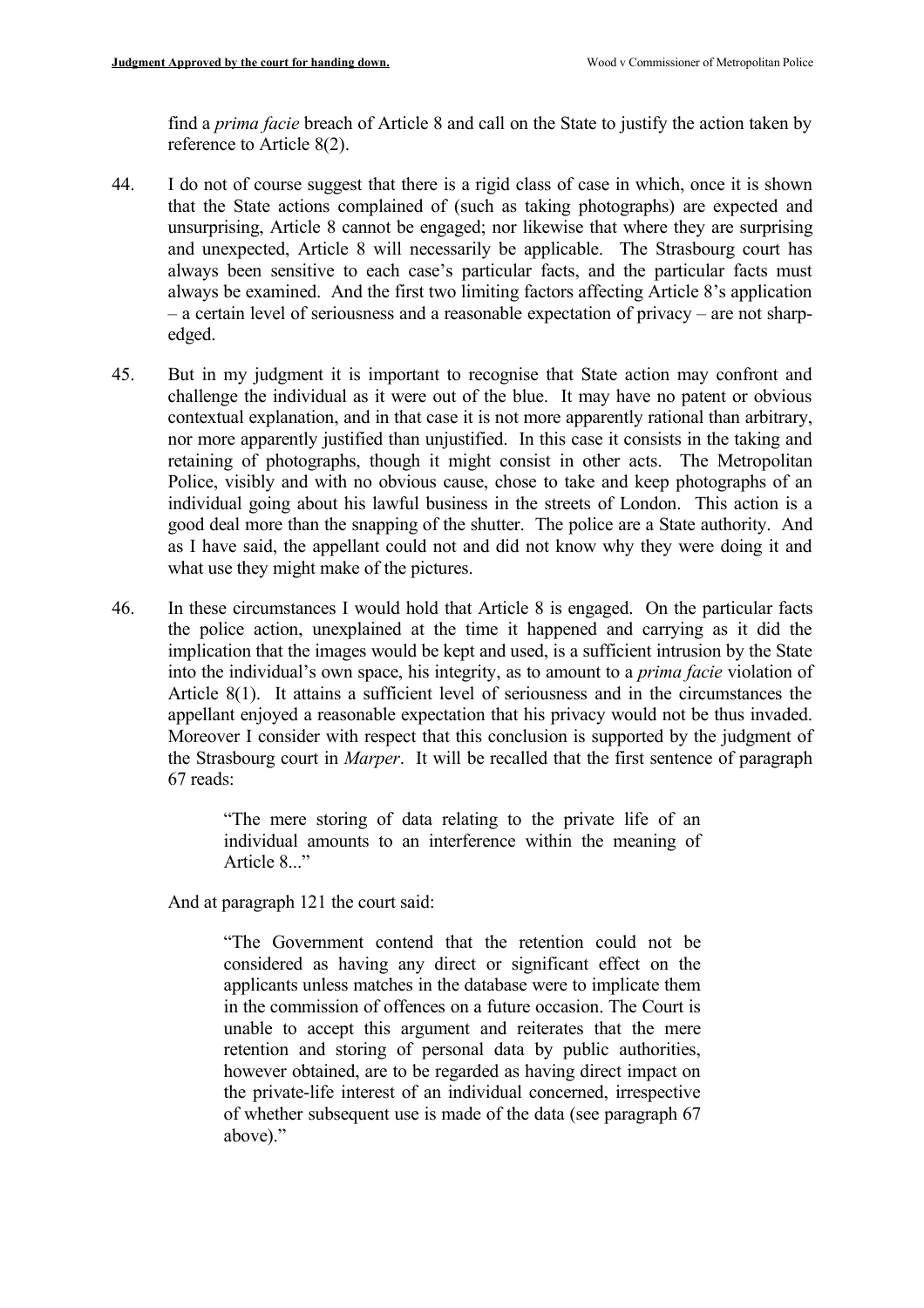find a *prima facie* breach of Article 8 and call on the State to justify the action taken by reference to Article 8(2).

44. I do not of course suggest that there is a rigid class of case in which, once it is shown that the State actions complained of (such as taking photographs) are expected and unsurprising, Article 8 cannot be engaged; nor likewise that where they are surprising and unexpected, Article 8 will necessarily be applicable. The Strasbourg court has always been sensitive to each case's particular facts, and the particular facts must always be examined. And the first two limiting factors affecting Article 8's application – a certain level of seriousness and a reasonable expectation of privacy – are not sharp-edged.

45. But in my judgment it is important to recognise that State action may confront and challenge the individual as it were out of the blue. It may have no patent or obvious contextual explanation, and in that case it is not more apparently rational than arbitrary, nor more apparently justified than unjustified. In this case it consists in the taking and retaining of photographs, though it might consist in other acts. The Metropolitan Police, visibly and with no obvious cause, chose to take and keep photographs of an individual going about his lawful business in the streets of London. This action is a good deal more than the snapping of the shutter. The police are a State authority. And as I have said, the appellant could not and did not know why they were doing it and what use they might make of the pictures.

46. In these circumstances I would hold that Article 8 is engaged. On the particular facts the police action, unexplained at the time it happened and carrying as it did the implication that the images would be kept and used, is a sufficient intrusion by the State into the individual's own space, his integrity, as to amount to a *prima facie* violation of Article 8(1). It attains a sufficient level of seriousness and in the circumstances the appellant enjoyed a reasonable expectation that his privacy would not be thus invaded. Moreover I consider with respect that this conclusion is supported by the judgment of the Strasbourg court in *Marper*. It will be recalled that the first sentence of paragraph 67 reads:

> "The mere storing of data relating to the private life of an individual amounts to an interference within the meaning of Article 8..."

And at paragraph 121 the court said:

> "The Government contend that the retention could not be considered as having any direct or significant effect on the applicants unless matches in the database were to implicate them in the commission of offences on a future occasion. The Court is unable to accept this argument and reiterates that the mere retention and storing of personal data by public authorities, however obtained, are to be regarded as having direct impact on the private-life interest of an individual concerned, irrespective of whether subsequent use is made of the data (see paragraph 67 above)."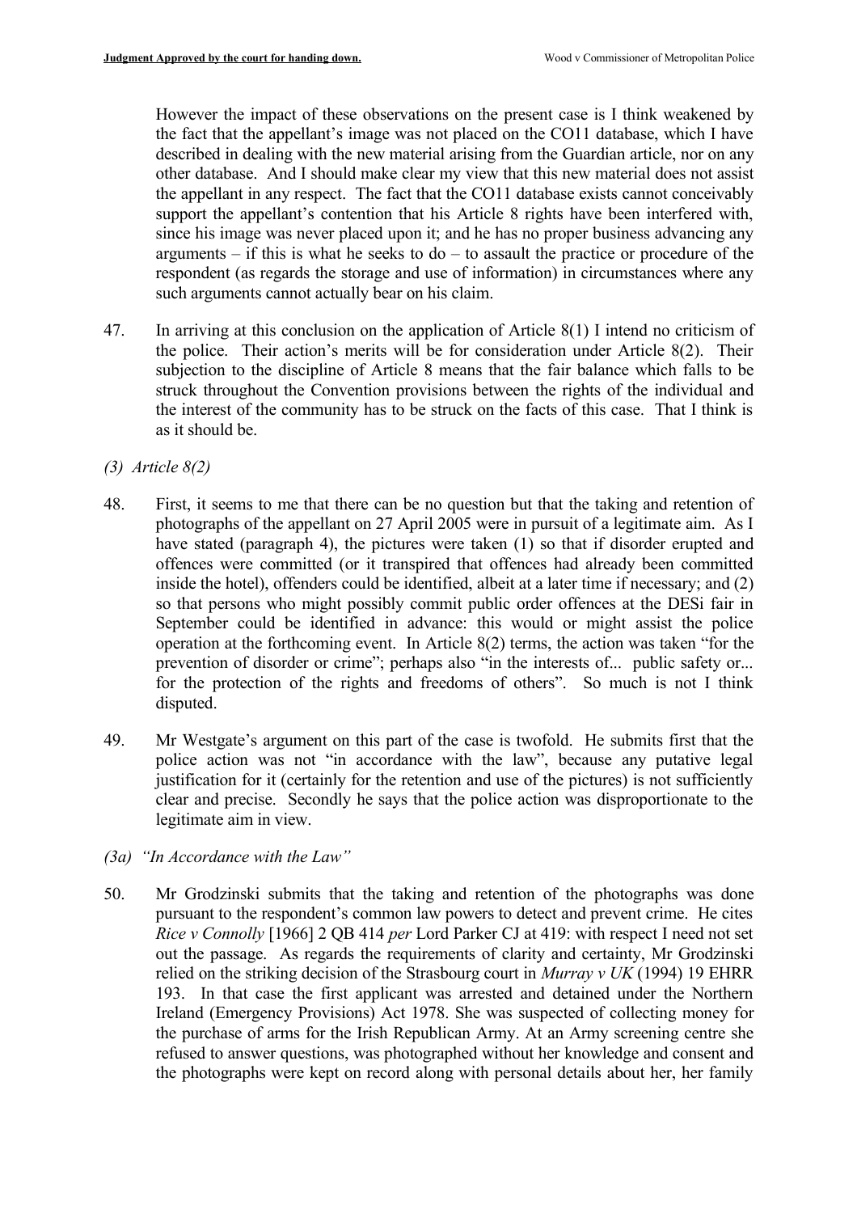However the impact of these observations on the present case is I think weakened by the fact that the appellant's image was not placed on the CO11 database, which I have described in dealing with the new material arising from the Guardian article, nor on any other database. And I should make clear my view that this new material does not assist the appellant in any respect. The fact that the CO11 database exists cannot conceivably support the appellant's contention that his Article 8 rights have been interfered with, since his image was never placed upon it; and he has no proper business advancing any arguments – if this is what he seeks to do – to assault the practice or procedure of the respondent (as regards the storage and use of information) in circumstances where any such arguments cannot actually bear on his claim.

47. In arriving at this conclusion on the application of Article 8(1) I intend no criticism of the police. Their action's merits will be for consideration under Article 8(2). Their subjection to the discipline of Article 8 means that the fair balance which falls to be struck throughout the Convention provisions between the rights of the individual and the interest of the community has to be struck on the facts of this case. That I think is as it should be.

*(3) Article 8(2)*

48. First, it seems to me that there can be no question but that the taking and retention of photographs of the appellant on 27 April 2005 were in pursuit of a legitimate aim. As I have stated (paragraph 4), the pictures were taken (1) so that if disorder erupted and offences were committed (or it transpired that offences had already been committed inside the hotel), offenders could be identified, albeit at a later time if necessary; and (2) so that persons who might possibly commit public order offences at the DESi fair in September could be identified in advance: this would or might assist the police operation at the forthcoming event. In Article 8(2) terms, the action was taken "for the prevention of disorder or crime"; perhaps also "in the interests of... public safety or... for the protection of the rights and freedoms of others". So much is not I think disputed.

49. Mr Westgate's argument on this part of the case is twofold. He submits first that the police action was not "in accordance with the law", because any putative legal justification for it (certainly for the retention and use of the pictures) is not sufficiently clear and precise. Secondly he says that the police action was disproportionate to the legitimate aim in view.

*(3a) "In Accordance with the Law"*

50. Mr Grodzinski submits that the taking and retention of the photographs was done pursuant to the respondent's common law powers to detect and prevent crime. He cites *Rice v Connolly* [1966] 2 QB 414 *per* Lord Parker CJ at 419: with respect I need not set out the passage. As regards the requirements of clarity and certainty, Mr Grodzinski relied on the striking decision of the Strasbourg court in *Murray v UK* (1994) 19 EHRR 193. In that case the first applicant was arrested and detained under the Northern Ireland (Emergency Provisions) Act 1978. She was suspected of collecting money for the purchase of arms for the Irish Republican Army. At an Army screening centre she refused to answer questions, was photographed without her knowledge and consent and the photographs were kept on record along with personal details about her, her family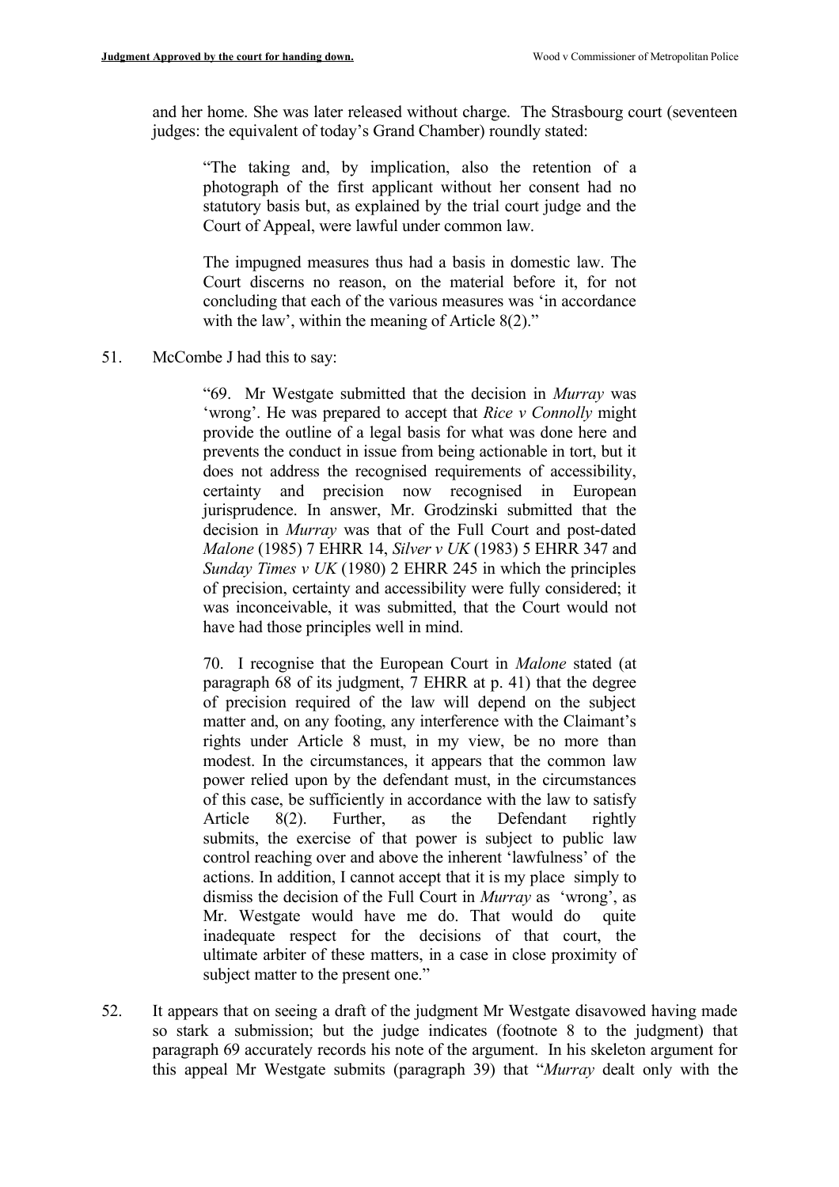and her home. She was later released without charge. The Strasbourg court (seventeen judges: the equivalent of today's Grand Chamber) roundly stated:

> "The taking and, by implication, also the retention of a photograph of the first applicant without her consent had no statutory basis but, as explained by the trial court judge and the Court of Appeal, were lawful under common law.
>
> The impugned measures thus had a basis in domestic law. The Court discerns no reason, on the material before it, for not concluding that each of the various measures was 'in accordance with the law', within the meaning of Article 8(2)."

51. McCombe J had this to say:

> "69. Mr Westgate submitted that the decision in *Murray* was 'wrong'. He was prepared to accept that *Rice v Connolly* might provide the outline of a legal basis for what was done here and prevents the conduct in issue from being actionable in tort, but it does not address the recognised requirements of accessibility, certainty and precision now recognised in European jurisprudence. In answer, Mr. Grodzinski submitted that the decision in *Murray* was that of the Full Court and post-dated *Malone* (1985) 7 EHRR 14, *Silver v UK* (1983) 5 EHRR 347 and *Sunday Times v UK* (1980) 2 EHRR 245 in which the principles of precision, certainty and accessibility were fully considered; it was inconceivable, it was submitted, that the Court would not have had those principles well in mind.
>
> 70. I recognise that the European Court in *Malone* stated (at paragraph 68 of its judgment, 7 EHRR at p. 41) that the degree of precision required of the law will depend on the subject matter and, on any footing, any interference with the Claimant's rights under Article 8 must, in my view, be no more than modest. In the circumstances, it appears that the common law power relied upon by the defendant must, in the circumstances of this case, be sufficiently in accordance with the law to satisfy Article 8(2). Further, as the Defendant rightly submits, the exercise of that power is subject to public law control reaching over and above the inherent 'lawfulness' of the actions. In addition, I cannot accept that it is my place simply to dismiss the decision of the Full Court in *Murray* as 'wrong', as Mr. Westgate would have me do. That would do quite inadequate respect for the decisions of that court, the ultimate arbiter of these matters, in a case in close proximity of subject matter to the present one."

52. It appears that on seeing a draft of the judgment Mr Westgate disavowed having made so stark a submission; but the judge indicates (footnote 8 to the judgment) that paragraph 69 accurately records his note of the argument. In his skeleton argument for this appeal Mr Westgate submits (paragraph 39) that "*Murray* dealt only with the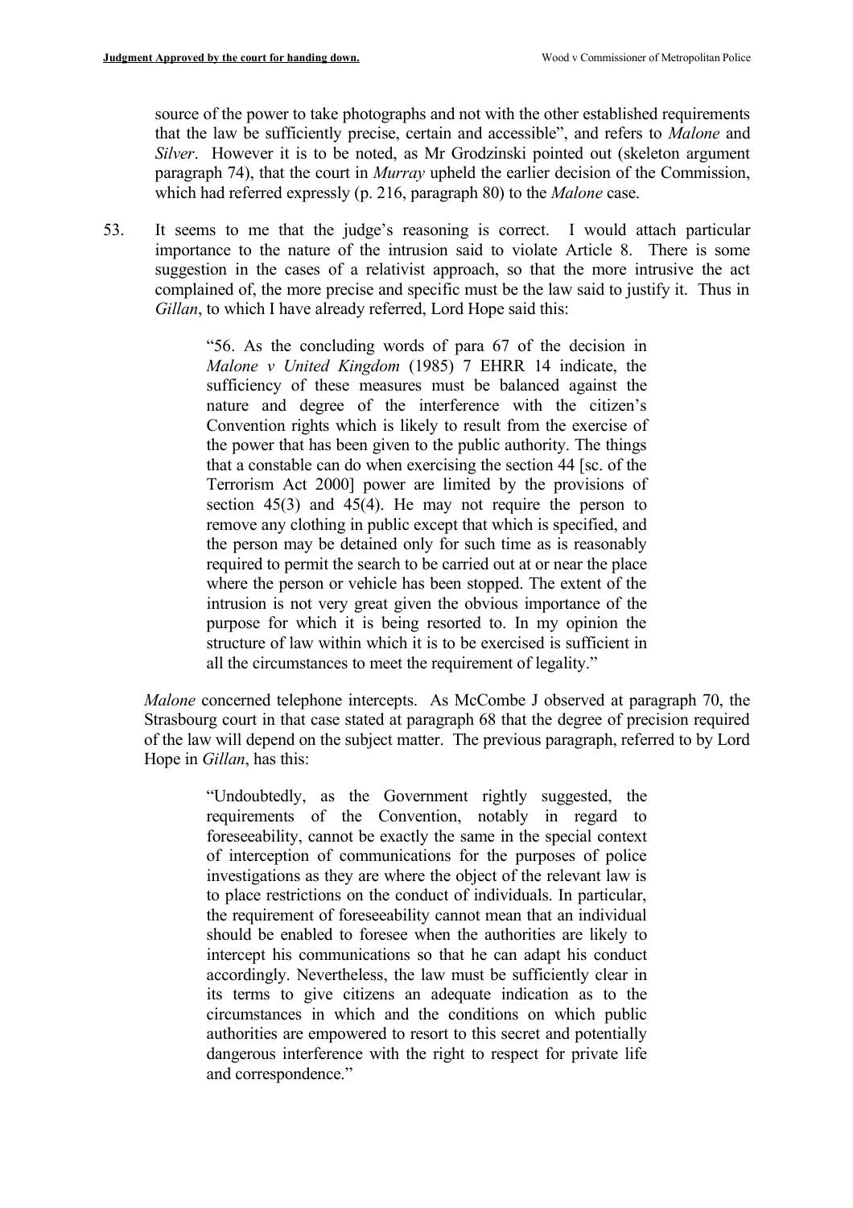source of the power to take photographs and not with the other established requirements that the law be sufficiently precise, certain and accessible", and refers to *Malone* and *Silver*. However it is to be noted, as Mr Grodzinski pointed out (skeleton argument paragraph 74), that the court in *Murray* upheld the earlier decision of the Commission, which had referred expressly (p. 216, paragraph 80) to the *Malone* case.

53. It seems to me that the judge's reasoning is correct. I would attach particular importance to the nature of the intrusion said to violate Article 8. There is some suggestion in the cases of a relativist approach, so that the more intrusive the act complained of, the more precise and specific must be the law said to justify it. Thus in *Gillan*, to which I have already referred, Lord Hope said this:

> "56. As the concluding words of para 67 of the decision in *Malone v United Kingdom* (1985) 7 EHRR 14 indicate, the sufficiency of these measures must be balanced against the nature and degree of the interference with the citizen's Convention rights which is likely to result from the exercise of the power that has been given to the public authority. The things that a constable can do when exercising the section 44 [sc. of the Terrorism Act 2000] power are limited by the provisions of section 45(3) and 45(4). He may not require the person to remove any clothing in public except that which is specified, and the person may be detained only for such time as is reasonably required to permit the search to be carried out at or near the place where the person or vehicle has been stopped. The extent of the intrusion is not very great given the obvious importance of the purpose for which it is being resorted to. In my opinion the structure of law within which it is to be exercised is sufficient in all the circumstances to meet the requirement of legality."

*Malone* concerned telephone intercepts. As McCombe J observed at paragraph 70, the Strasbourg court in that case stated at paragraph 68 that the degree of precision required of the law will depend on the subject matter. The previous paragraph, referred to by Lord Hope in *Gillan*, has this:

> "Undoubtedly, as the Government rightly suggested, the requirements of the Convention, notably in regard to foreseeability, cannot be exactly the same in the special context of interception of communications for the purposes of police investigations as they are where the object of the relevant law is to place restrictions on the conduct of individuals. In particular, the requirement of foreseeability cannot mean that an individual should be enabled to foresee when the authorities are likely to intercept his communications so that he can adapt his conduct accordingly. Nevertheless, the law must be sufficiently clear in its terms to give citizens an adequate indication as to the circumstances in which and the conditions on which public authorities are empowered to resort to this secret and potentially dangerous interference with the right to respect for private life and correspondence."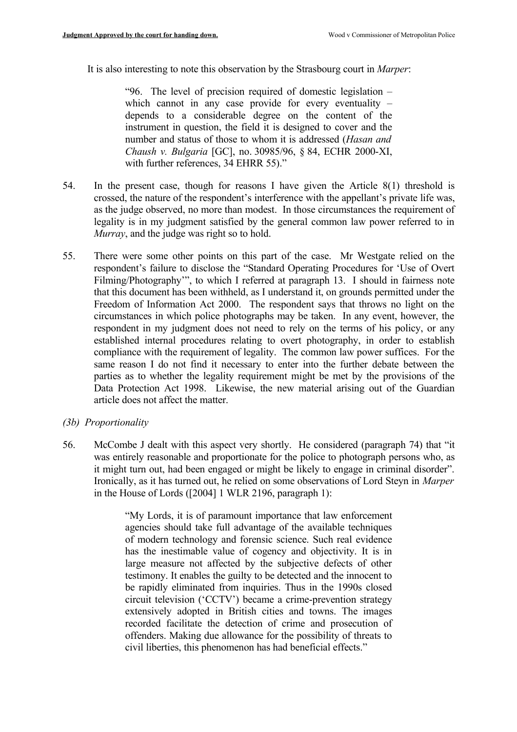It is also interesting to note this observation by the Strasbourg court in *Marper*:

> "96. The level of precision required of domestic legislation – which cannot in any case provide for every eventuality – depends to a considerable degree on the content of the instrument in question, the field it is designed to cover and the number and status of those to whom it is addressed (*Hasan and Chaush v. Bulgaria* [GC], no. 30985/96, § 84, ECHR 2000-XI, with further references, 34 EHRR 55)."

54. In the present case, though for reasons I have given the Article 8(1) threshold is crossed, the nature of the respondent's interference with the appellant's private life was, as the judge observed, no more than modest. In those circumstances the requirement of legality is in my judgment satisfied by the general common law power referred to in *Murray*, and the judge was right so to hold.

55. There were some other points on this part of the case. Mr Westgate relied on the respondent's failure to disclose the "Standard Operating Procedures for 'Use of Overt Filming/Photography'", to which I referred at paragraph 13. I should in fairness note that this document has been withheld, as I understand it, on grounds permitted under the Freedom of Information Act 2000. The respondent says that throws no light on the circumstances in which police photographs may be taken. In any event, however, the respondent in my judgment does not need to rely on the terms of his policy, or any established internal procedures relating to overt photography, in order to establish compliance with the requirement of legality. The common law power suffices. For the same reason I do not find it necessary to enter into the further debate between the parties as to whether the legality requirement might be met by the provisions of the Data Protection Act 1998. Likewise, the new material arising out of the Guardian article does not affect the matter.

*(3b) Proportionality*

56. McCombe J dealt with this aspect very shortly. He considered (paragraph 74) that "it was entirely reasonable and proportionate for the police to photograph persons who, as it might turn out, had been engaged or might be likely to engage in criminal disorder". Ironically, as it has turned out, he relied on some observations of Lord Steyn in *Marper* in the House of Lords ([2004] 1 WLR 2196, paragraph 1):

> "My Lords, it is of paramount importance that law enforcement agencies should take full advantage of the available techniques of modern technology and forensic science. Such real evidence has the inestimable value of cogency and objectivity. It is in large measure not affected by the subjective defects of other testimony. It enables the guilty to be detected and the innocent to be rapidly eliminated from inquiries. Thus in the 1990s closed circuit television ('CCTV') became a crime-prevention strategy extensively adopted in British cities and towns. The images recorded facilitate the detection of crime and prosecution of offenders. Making due allowance for the possibility of threats to civil liberties, this phenomenon has had beneficial effects."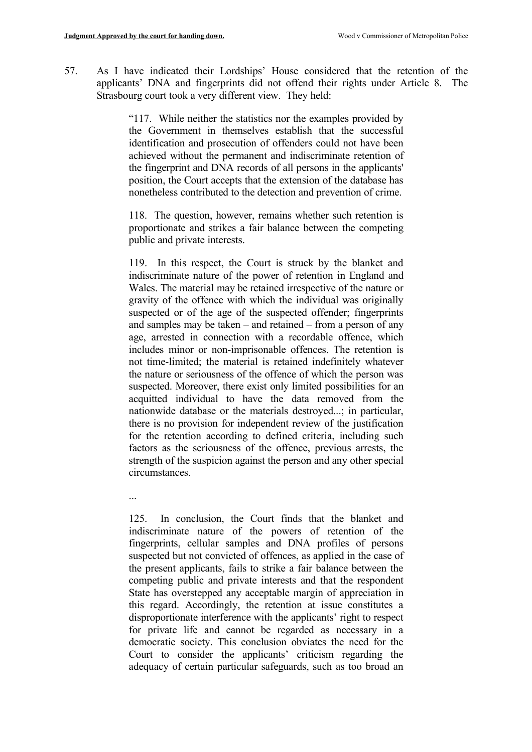57. As I have indicated their Lordships' House considered that the retention of the applicants' DNA and fingerprints did not offend their rights under Article 8. The Strasbourg court took a very different view. They held:

> "117. While neither the statistics nor the examples provided by the Government in themselves establish that the successful identification and prosecution of offenders could not have been achieved without the permanent and indiscriminate retention of the fingerprint and DNA records of all persons in the applicants' position, the Court accepts that the extension of the database has nonetheless contributed to the detection and prevention of crime.
>
> 118. The question, however, remains whether such retention is proportionate and strikes a fair balance between the competing public and private interests.
>
> 119. In this respect, the Court is struck by the blanket and indiscriminate nature of the power of retention in England and Wales. The material may be retained irrespective of the nature or gravity of the offence with which the individual was originally suspected or of the age of the suspected offender; fingerprints and samples may be taken – and retained – from a person of any age, arrested in connection with a recordable offence, which includes minor or non-imprisonable offences. The retention is not time-limited; the material is retained indefinitely whatever the nature or seriousness of the offence of which the person was suspected. Moreover, there exist only limited possibilities for an acquitted individual to have the data removed from the nationwide database or the materials destroyed...; in particular, there is no provision for independent review of the justification for the retention according to defined criteria, including such factors as the seriousness of the offence, previous arrests, the strength of the suspicion against the person and any other special circumstances.
>
> ...
>
> 125. In conclusion, the Court finds that the blanket and indiscriminate nature of the powers of retention of the fingerprints, cellular samples and DNA profiles of persons suspected but not convicted of offences, as applied in the case of the present applicants, fails to strike a fair balance between the competing public and private interests and that the respondent State has overstepped any acceptable margin of appreciation in this regard. Accordingly, the retention at issue constitutes a disproportionate interference with the applicants' right to respect for private life and cannot be regarded as necessary in a democratic society. This conclusion obviates the need for the Court to consider the applicants' criticism regarding the adequacy of certain particular safeguards, such as too broad an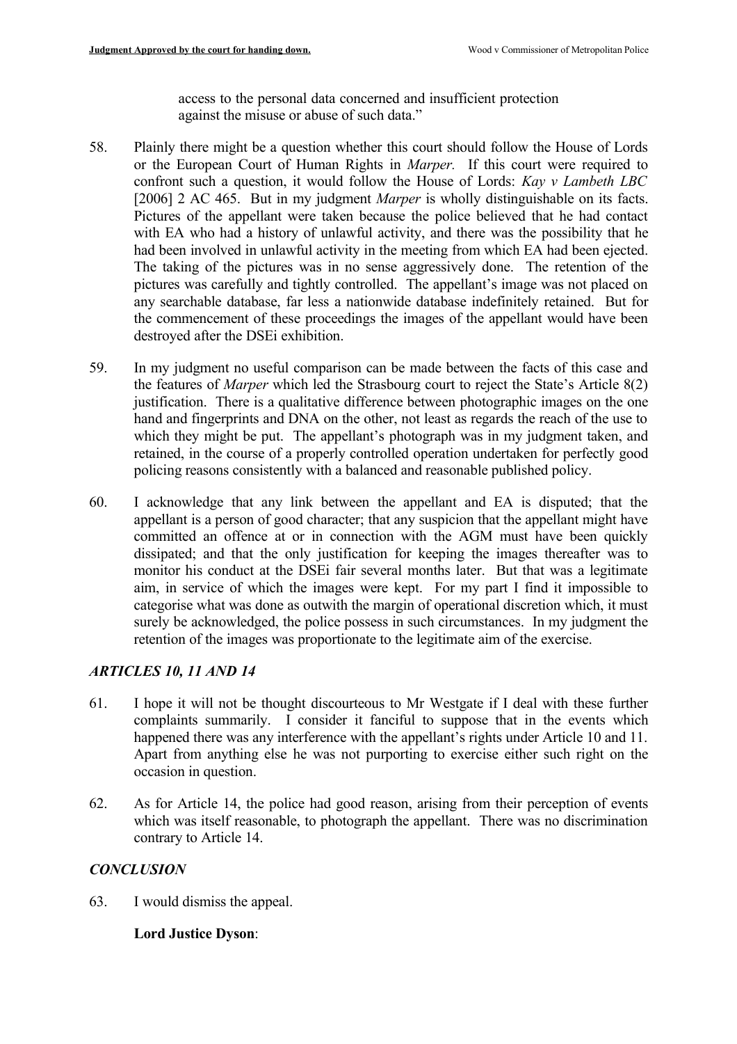access to the personal data concerned and insufficient protection against the misuse or abuse of such data."

58. Plainly there might be a question whether this court should follow the House of Lords or the European Court of Human Rights in *Marper.* If this court were required to confront such a question, it would follow the House of Lords: *Kay v Lambeth LBC* [2006] 2 AC 465. But in my judgment *Marper* is wholly distinguishable on its facts. Pictures of the appellant were taken because the police believed that he had contact with EA who had a history of unlawful activity, and there was the possibility that he had been involved in unlawful activity in the meeting from which EA had been ejected. The taking of the pictures was in no sense aggressively done. The retention of the pictures was carefully and tightly controlled. The appellant's image was not placed on any searchable database, far less a nationwide database indefinitely retained. But for the commencement of these proceedings the images of the appellant would have been destroyed after the DSEi exhibition.

59. In my judgment no useful comparison can be made between the facts of this case and the features of *Marper* which led the Strasbourg court to reject the State's Article 8(2) justification. There is a qualitative difference between photographic images on the one hand and fingerprints and DNA on the other, not least as regards the reach of the use to which they might be put. The appellant's photograph was in my judgment taken, and retained, in the course of a properly controlled operation undertaken for perfectly good policing reasons consistently with a balanced and reasonable published policy.

60. I acknowledge that any link between the appellant and EA is disputed; that the appellant is a person of good character; that any suspicion that the appellant might have committed an offence at or in connection with the AGM must have been quickly dissipated; and that the only justification for keeping the images thereafter was to monitor his conduct at the DSEi fair several months later. But that was a legitimate aim, in service of which the images were kept. For my part I find it impossible to categorise what was done as outwith the margin of operational discretion which, it must surely be acknowledged, the police possess in such circumstances. In my judgment the retention of the images was proportionate to the legitimate aim of the exercise.

### *ARTICLES 10, 11 AND 14*

61. I hope it will not be thought discourteous to Mr Westgate if I deal with these further complaints summarily. I consider it fanciful to suppose that in the events which happened there was any interference with the appellant's rights under Article 10 and 11. Apart from anything else he was not purporting to exercise either such right on the occasion in question.

62. As for Article 14, the police had good reason, arising from their perception of events which was itself reasonable, to photograph the appellant. There was no discrimination contrary to Article 14.

### *CONCLUSION*

63. I would dismiss the appeal.

**Lord Justice Dyson**: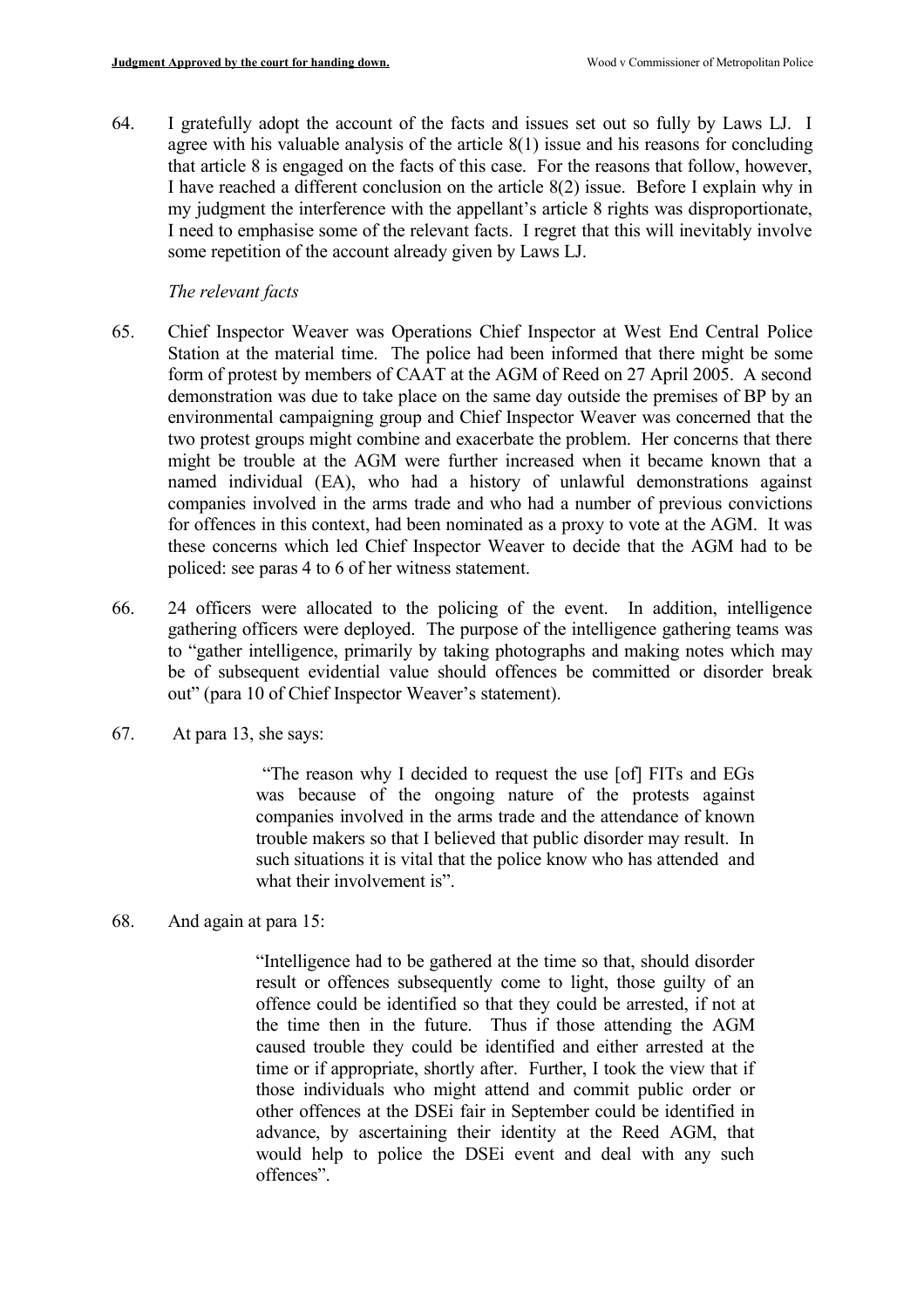64. I gratefully adopt the account of the facts and issues set out so fully by Laws LJ. I agree with his valuable analysis of the article 8(1) issue and his reasons for concluding that article 8 is engaged on the facts of this case. For the reasons that follow, however, I have reached a different conclusion on the article 8(2) issue. Before I explain why in my judgment the interference with the appellant's article 8 rights was disproportionate, I need to emphasise some of the relevant facts. I regret that this will inevitably involve some repetition of the account already given by Laws LJ.

*The relevant facts*

65. Chief Inspector Weaver was Operations Chief Inspector at West End Central Police Station at the material time. The police had been informed that there might be some form of protest by members of CAAT at the AGM of Reed on 27 April 2005. A second demonstration was due to take place on the same day outside the premises of BP by an environmental campaigning group and Chief Inspector Weaver was concerned that the two protest groups might combine and exacerbate the problem. Her concerns that there might be trouble at the AGM were further increased when it became known that a named individual (EA), who had a history of unlawful demonstrations against companies involved in the arms trade and who had a number of previous convictions for offences in this context, had been nominated as a proxy to vote at the AGM. It was these concerns which led Chief Inspector Weaver to decide that the AGM had to be policed: see paras 4 to 6 of her witness statement.

66. 24 officers were allocated to the policing of the event. In addition, intelligence gathering officers were deployed. The purpose of the intelligence gathering teams was to "gather intelligence, primarily by taking photographs and making notes which may be of subsequent evidential value should offences be committed or disorder break out" (para 10 of Chief Inspector Weaver's statement).

67. At para 13, she says:

> "The reason why I decided to request the use [of] FITs and EGs was because of the ongoing nature of the protests against companies involved in the arms trade and the attendance of known trouble makers so that I believed that public disorder may result. In such situations it is vital that the police know who has attended and what their involvement is".

68. And again at para 15:

> "Intelligence had to be gathered at the time so that, should disorder result or offences subsequently come to light, those guilty of an offence could be identified so that they could be arrested, if not at the time then in the future. Thus if those attending the AGM caused trouble they could be identified and either arrested at the time or if appropriate, shortly after. Further, I took the view that if those individuals who might attend and commit public order or other offences at the DSEi fair in September could be identified in advance, by ascertaining their identity at the Reed AGM, that would help to police the DSEi event and deal with any such offences".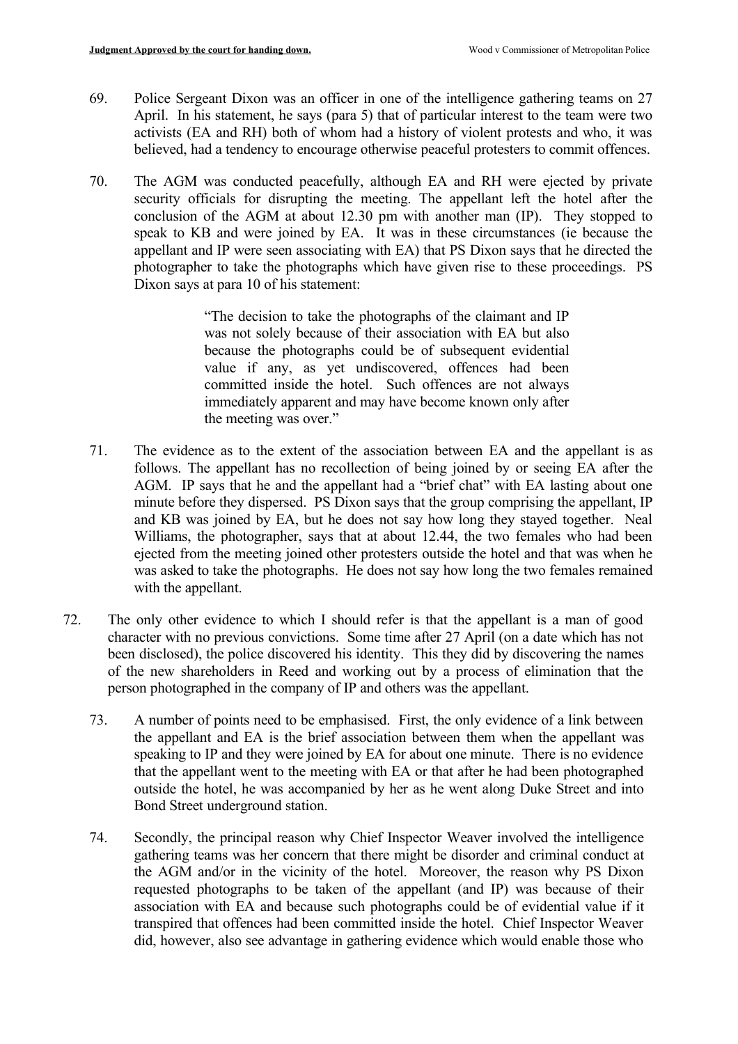69. Police Sergeant Dixon was an officer in one of the intelligence gathering teams on 27 April. In his statement, he says (para 5) that of particular interest to the team were two activists (EA and RH) both of whom had a history of violent protests and who, it was believed, had a tendency to encourage otherwise peaceful protesters to commit offences.

70. The AGM was conducted peacefully, although EA and RH were ejected by private security officials for disrupting the meeting. The appellant left the hotel after the conclusion of the AGM at about 12.30 pm with another man (IP). They stopped to speak to KB and were joined by EA. It was in these circumstances (ie because the appellant and IP were seen associating with EA) that PS Dixon says that he directed the photographer to take the photographs which have given rise to these proceedings. PS Dixon says at para 10 of his statement:

> "The decision to take the photographs of the claimant and IP was not solely because of their association with EA but also because the photographs could be of subsequent evidential value if any, as yet undiscovered, offences had been committed inside the hotel. Such offences are not always immediately apparent and may have become known only after the meeting was over."

71. The evidence as to the extent of the association between EA and the appellant is as follows. The appellant has no recollection of being joined by or seeing EA after the AGM. IP says that he and the appellant had a "brief chat" with EA lasting about one minute before they dispersed. PS Dixon says that the group comprising the appellant, IP and KB was joined by EA, but he does not say how long they stayed together. Neal Williams, the photographer, says that at about 12.44, the two females who had been ejected from the meeting joined other protesters outside the hotel and that was when he was asked to take the photographs. He does not say how long the two females remained with the appellant.

72. The only other evidence to which I should refer is that the appellant is a man of good character with no previous convictions. Some time after 27 April (on a date which has not been disclosed), the police discovered his identity. This they did by discovering the names of the new shareholders in Reed and working out by a process of elimination that the person photographed in the company of IP and others was the appellant.

73. A number of points need to be emphasised. First, the only evidence of a link between the appellant and EA is the brief association between them when the appellant was speaking to IP and they were joined by EA for about one minute. There is no evidence that the appellant went to the meeting with EA or that after he had been photographed outside the hotel, he was accompanied by her as he went along Duke Street and into Bond Street underground station.

74. Secondly, the principal reason why Chief Inspector Weaver involved the intelligence gathering teams was her concern that there might be disorder and criminal conduct at the AGM and/or in the vicinity of the hotel. Moreover, the reason why PS Dixon requested photographs to be taken of the appellant (and IP) was because of their association with EA and because such photographs could be of evidential value if it transpired that offences had been committed inside the hotel. Chief Inspector Weaver did, however, also see advantage in gathering evidence which would enable those who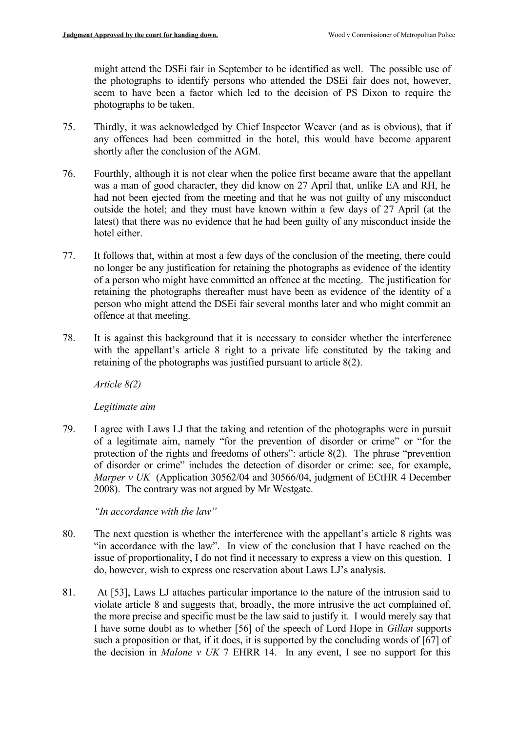might attend the DSEi fair in September to be identified as well. The possible use of the photographs to identify persons who attended the DSEi fair does not, however, seem to have been a factor which led to the decision of PS Dixon to require the photographs to be taken.

75. Thirdly, it was acknowledged by Chief Inspector Weaver (and as is obvious), that if any offences had been committed in the hotel, this would have become apparent shortly after the conclusion of the AGM.

76. Fourthly, although it is not clear when the police first became aware that the appellant was a man of good character, they did know on 27 April that, unlike EA and RH, he had not been ejected from the meeting and that he was not guilty of any misconduct outside the hotel; and they must have known within a few days of 27 April (at the latest) that there was no evidence that he had been guilty of any misconduct inside the hotel either.

77. It follows that, within at most a few days of the conclusion of the meeting, there could no longer be any justification for retaining the photographs as evidence of the identity of a person who might have committed an offence at the meeting. The justification for retaining the photographs thereafter must have been as evidence of the identity of a person who might attend the DSEi fair several months later and who might commit an offence at that meeting.

78. It is against this background that it is necessary to consider whether the interference with the appellant's article 8 right to a private life constituted by the taking and retaining of the photographs was justified pursuant to article 8(2).

*Article 8(2)*

*Legitimate aim*

79. I agree with Laws LJ that the taking and retention of the photographs were in pursuit of a legitimate aim, namely "for the prevention of disorder or crime" or "for the protection of the rights and freedoms of others": article 8(2). The phrase "prevention of disorder or crime" includes the detection of disorder or crime: see, for example, *Marper v UK* (Application 30562/04 and 30566/04, judgment of ECtHR 4 December 2008). The contrary was not argued by Mr Westgate.

*"In accordance with the law"*

80. The next question is whether the interference with the appellant's article 8 rights was "in accordance with the law". In view of the conclusion that I have reached on the issue of proportionality, I do not find it necessary to express a view on this question. I do, however, wish to express one reservation about Laws LJ's analysis.

81. At [53], Laws LJ attaches particular importance to the nature of the intrusion said to violate article 8 and suggests that, broadly, the more intrusive the act complained of, the more precise and specific must be the law said to justify it. I would merely say that I have some doubt as to whether [56] of the speech of Lord Hope in *Gillan* supports such a proposition or that, if it does, it is supported by the concluding words of [67] of the decision in *Malone v UK* 7 EHRR 14. In any event, I see no support for this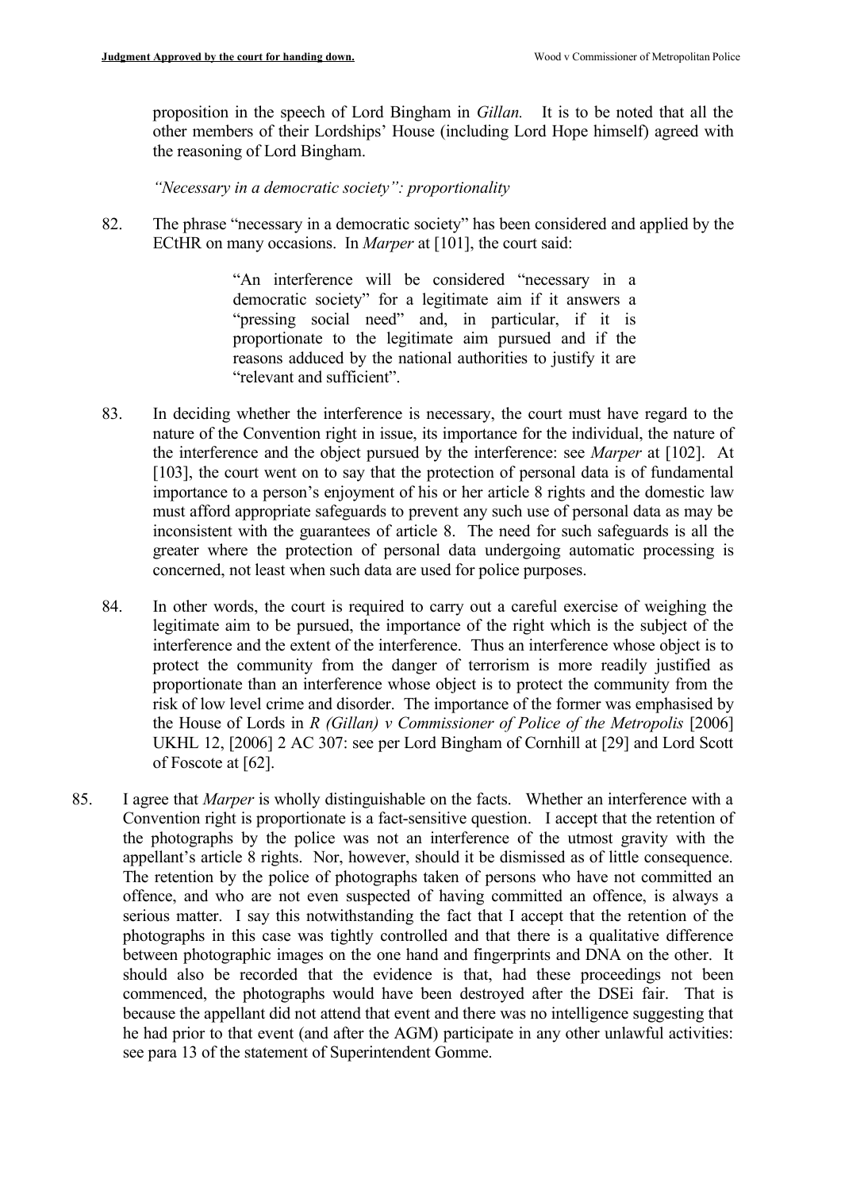proposition in the speech of Lord Bingham in *Gillan.* It is to be noted that all the other members of their Lordships' House (including Lord Hope himself) agreed with the reasoning of Lord Bingham.

*"Necessary in a democratic society": proportionality*

82. The phrase "necessary in a democratic society" has been considered and applied by the ECtHR on many occasions. In *Marper* at [101], the court said:

> "An interference will be considered "necessary in a democratic society" for a legitimate aim if it answers a "pressing social need" and, in particular, if it is proportionate to the legitimate aim pursued and if the reasons adduced by the national authorities to justify it are "relevant and sufficient".

83. In deciding whether the interference is necessary, the court must have regard to the nature of the Convention right in issue, its importance for the individual, the nature of the interference and the object pursued by the interference: see *Marper* at [102]. At [103], the court went on to say that the protection of personal data is of fundamental importance to a person's enjoyment of his or her article 8 rights and the domestic law must afford appropriate safeguards to prevent any such use of personal data as may be inconsistent with the guarantees of article 8. The need for such safeguards is all the greater where the protection of personal data undergoing automatic processing is concerned, not least when such data are used for police purposes.

84. In other words, the court is required to carry out a careful exercise of weighing the legitimate aim to be pursued, the importance of the right which is the subject of the interference and the extent of the interference. Thus an interference whose object is to protect the community from the danger of terrorism is more readily justified as proportionate than an interference whose object is to protect the community from the risk of low level crime and disorder. The importance of the former was emphasised by the House of Lords in *R (Gillan) v Commissioner of Police of the Metropolis* [2006] UKHL 12, [2006] 2 AC 307: see per Lord Bingham of Cornhill at [29] and Lord Scott of Foscote at [62].

85. I agree that *Marper* is wholly distinguishable on the facts. Whether an interference with a Convention right is proportionate is a fact-sensitive question. I accept that the retention of the photographs by the police was not an interference of the utmost gravity with the appellant's article 8 rights. Nor, however, should it be dismissed as of little consequence. The retention by the police of photographs taken of persons who have not committed an offence, and who are not even suspected of having committed an offence, is always a serious matter. I say this notwithstanding the fact that I accept that the retention of the photographs in this case was tightly controlled and that there is a qualitative difference between photographic images on the one hand and fingerprints and DNA on the other. It should also be recorded that the evidence is that, had these proceedings not been commenced, the photographs would have been destroyed after the DSEi fair. That is because the appellant did not attend that event and there was no intelligence suggesting that he had prior to that event (and after the AGM) participate in any other unlawful activities: see para 13 of the statement of Superintendent Gomme.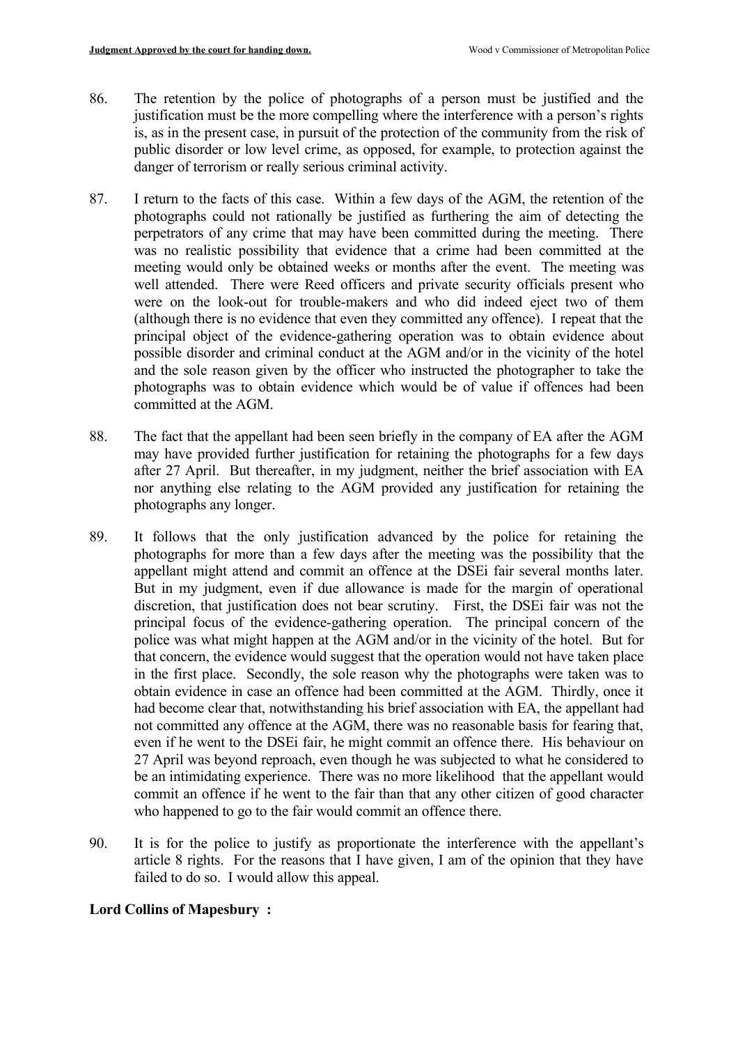86. The retention by the police of photographs of a person must be justified and the justification must be the more compelling where the interference with a person's rights is, as in the present case, in pursuit of the protection of the community from the risk of public disorder or low level crime, as opposed, for example, to protection against the danger of terrorism or really serious criminal activity.

87. I return to the facts of this case. Within a few days of the AGM, the retention of the photographs could not rationally be justified as furthering the aim of detecting the perpetrators of any crime that may have been committed during the meeting. There was no realistic possibility that evidence that a crime had been committed at the meeting would only be obtained weeks or months after the event. The meeting was well attended. There were Reed officers and private security officials present who were on the look-out for trouble-makers and who did indeed eject two of them (although there is no evidence that even they committed any offence). I repeat that the principal object of the evidence-gathering operation was to obtain evidence about possible disorder and criminal conduct at the AGM and/or in the vicinity of the hotel and the sole reason given by the officer who instructed the photographer to take the photographs was to obtain evidence which would be of value if offences had been committed at the AGM.

88. The fact that the appellant had been seen briefly in the company of EA after the AGM may have provided further justification for retaining the photographs for a few days after 27 April. But thereafter, in my judgment, neither the brief association with EA nor anything else relating to the AGM provided any justification for retaining the photographs any longer.

89. It follows that the only justification advanced by the police for retaining the photographs for more than a few days after the meeting was the possibility that the appellant might attend and commit an offence at the DSEi fair several months later. But in my judgment, even if due allowance is made for the margin of operational discretion, that justification does not bear scrutiny. First, the DSEi fair was not the principal focus of the evidence-gathering operation. The principal concern of the police was what might happen at the AGM and/or in the vicinity of the hotel. But for that concern, the evidence would suggest that the operation would not have taken place in the first place. Secondly, the sole reason why the photographs were taken was to obtain evidence in case an offence had been committed at the AGM. Thirdly, once it had become clear that, notwithstanding his brief association with EA, the appellant had not committed any offence at the AGM, there was no reasonable basis for fearing that, even if he went to the DSEi fair, he might commit an offence there. His behaviour on 27 April was beyond reproach, even though he was subjected to what he considered to be an intimidating experience. There was no more likelihood that the appellant would commit an offence if he went to the fair than that any other citizen of good character who happened to go to the fair would commit an offence there.

90. It is for the police to justify as proportionate the interference with the appellant's article 8 rights. For the reasons that I have given, I am of the opinion that they have failed to do so. I would allow this appeal.

**Lord Collins of Mapesbury :**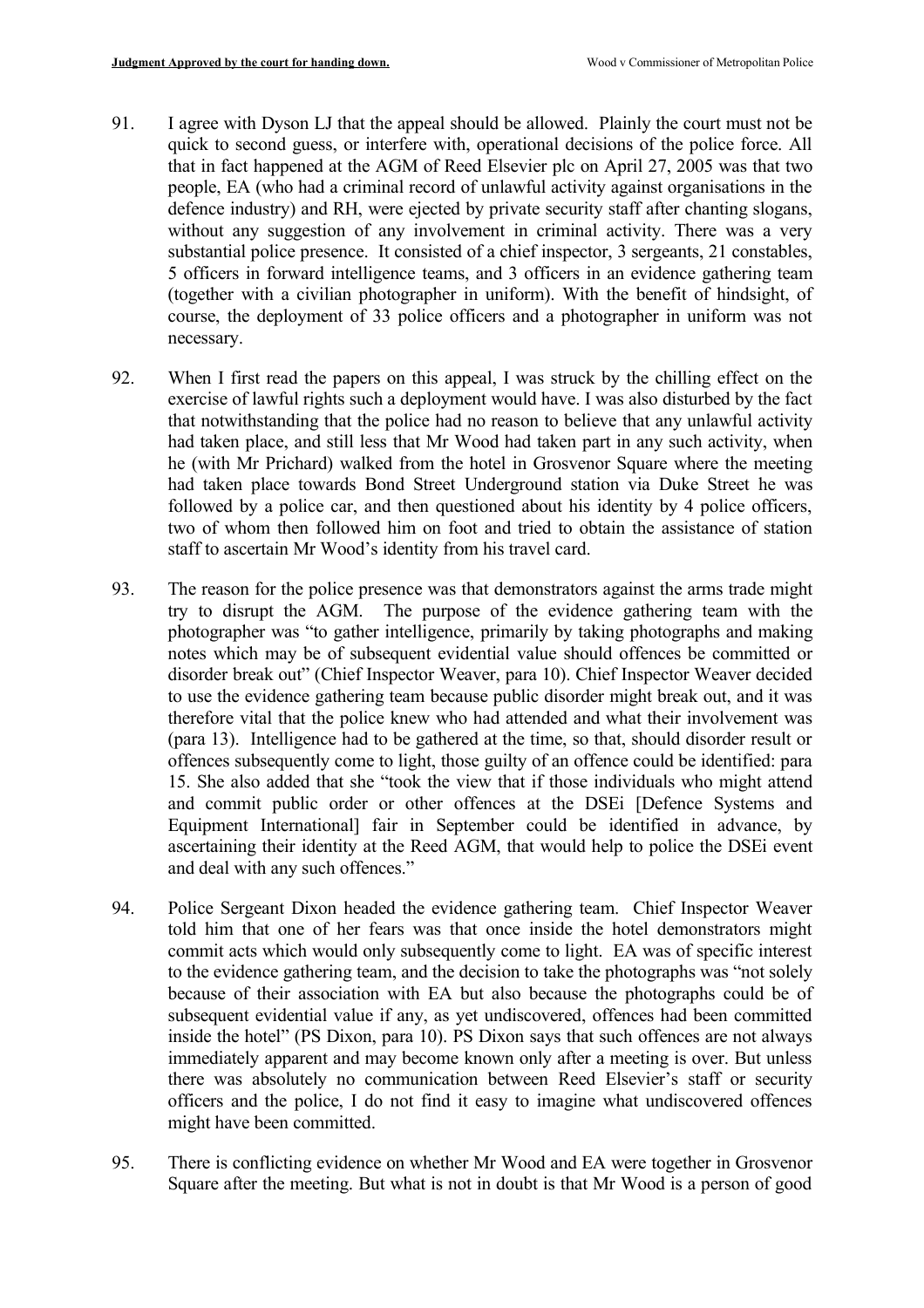91. I agree with Dyson LJ that the appeal should be allowed. Plainly the court must not be quick to second guess, or interfere with, operational decisions of the police force. All that in fact happened at the AGM of Reed Elsevier plc on April 27, 2005 was that two people, EA (who had a criminal record of unlawful activity against organisations in the defence industry) and RH, were ejected by private security staff after chanting slogans, without any suggestion of any involvement in criminal activity. There was a very substantial police presence. It consisted of a chief inspector, 3 sergeants, 21 constables, 5 officers in forward intelligence teams, and 3 officers in an evidence gathering team (together with a civilian photographer in uniform). With the benefit of hindsight, of course, the deployment of 33 police officers and a photographer in uniform was not necessary.

92. When I first read the papers on this appeal, I was struck by the chilling effect on the exercise of lawful rights such a deployment would have. I was also disturbed by the fact that notwithstanding that the police had no reason to believe that any unlawful activity had taken place, and still less that Mr Wood had taken part in any such activity, when he (with Mr Prichard) walked from the hotel in Grosvenor Square where the meeting had taken place towards Bond Street Underground station via Duke Street he was followed by a police car, and then questioned about his identity by 4 police officers, two of whom then followed him on foot and tried to obtain the assistance of station staff to ascertain Mr Wood's identity from his travel card.

93. The reason for the police presence was that demonstrators against the arms trade might try to disrupt the AGM. The purpose of the evidence gathering team with the photographer was "to gather intelligence, primarily by taking photographs and making notes which may be of subsequent evidential value should offences be committed or disorder break out" (Chief Inspector Weaver, para 10). Chief Inspector Weaver decided to use the evidence gathering team because public disorder might break out, and it was therefore vital that the police knew who had attended and what their involvement was (para 13). Intelligence had to be gathered at the time, so that, should disorder result or offences subsequently come to light, those guilty of an offence could be identified: para 15. She also added that she "took the view that if those individuals who might attend and commit public order or other offences at the DSEi [Defence Systems and Equipment International] fair in September could be identified in advance, by ascertaining their identity at the Reed AGM, that would help to police the DSEi event and deal with any such offences."

94. Police Sergeant Dixon headed the evidence gathering team. Chief Inspector Weaver told him that one of her fears was that once inside the hotel demonstrators might commit acts which would only subsequently come to light. EA was of specific interest to the evidence gathering team, and the decision to take the photographs was "not solely because of their association with EA but also because the photographs could be of subsequent evidential value if any, as yet undiscovered, offences had been committed inside the hotel" (PS Dixon, para 10). PS Dixon says that such offences are not always immediately apparent and may become known only after a meeting is over. But unless there was absolutely no communication between Reed Elsevier's staff or security officers and the police, I do not find it easy to imagine what undiscovered offences might have been committed.

95. There is conflicting evidence on whether Mr Wood and EA were together in Grosvenor Square after the meeting. But what is not in doubt is that Mr Wood is a person of good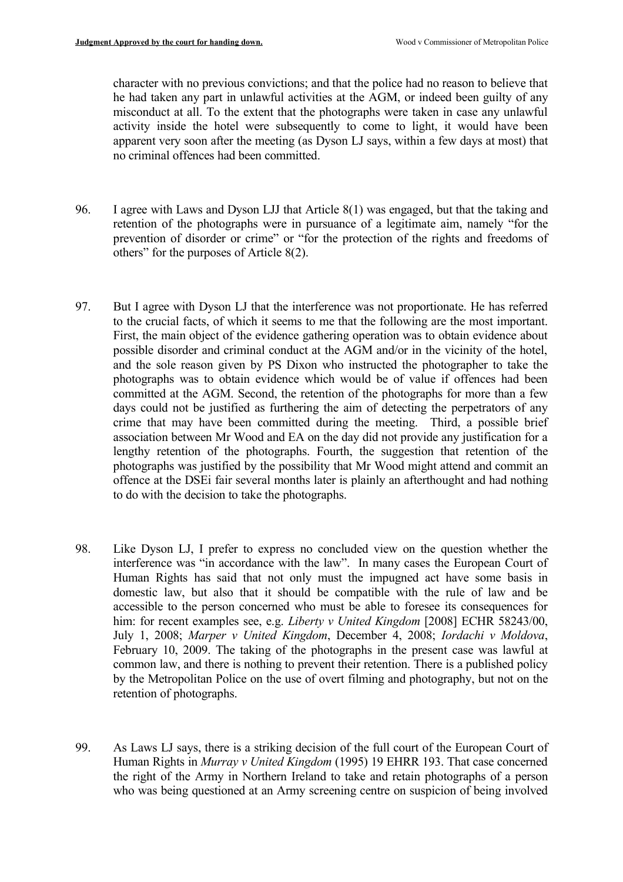character with no previous convictions; and that the police had no reason to believe that he had taken any part in unlawful activities at the AGM, or indeed been guilty of any misconduct at all. To the extent that the photographs were taken in case any unlawful activity inside the hotel were subsequently to come to light, it would have been apparent very soon after the meeting (as Dyson LJ says, within a few days at most) that no criminal offences had been committed.

96. I agree with Laws and Dyson LJJ that Article 8(1) was engaged, but that the taking and retention of the photographs were in pursuance of a legitimate aim, namely "for the prevention of disorder or crime" or "for the protection of the rights and freedoms of others" for the purposes of Article 8(2).

97. But I agree with Dyson LJ that the interference was not proportionate. He has referred to the crucial facts, of which it seems to me that the following are the most important. First, the main object of the evidence gathering operation was to obtain evidence about possible disorder and criminal conduct at the AGM and/or in the vicinity of the hotel, and the sole reason given by PS Dixon who instructed the photographer to take the photographs was to obtain evidence which would be of value if offences had been committed at the AGM. Second, the retention of the photographs for more than a few days could not be justified as furthering the aim of detecting the perpetrators of any crime that may have been committed during the meeting. Third, a possible brief association between Mr Wood and EA on the day did not provide any justification for a lengthy retention of the photographs. Fourth, the suggestion that retention of the photographs was justified by the possibility that Mr Wood might attend and commit an offence at the DSEi fair several months later is plainly an afterthought and had nothing to do with the decision to take the photographs.

98. Like Dyson LJ, I prefer to express no concluded view on the question whether the interference was "in accordance with the law". In many cases the European Court of Human Rights has said that not only must the impugned act have some basis in domestic law, but also that it should be compatible with the rule of law and be accessible to the person concerned who must be able to foresee its consequences for him: for recent examples see, e.g. *Liberty v United Kingdom* [2008] ECHR 58243/00, July 1, 2008; *Marper v United Kingdom*, December 4, 2008; *Iordachi v Moldova*, February 10, 2009. The taking of the photographs in the present case was lawful at common law, and there is nothing to prevent their retention. There is a published policy by the Metropolitan Police on the use of overt filming and photography, but not on the retention of photographs.

99. As Laws LJ says, there is a striking decision of the full court of the European Court of Human Rights in *Murray v United Kingdom* (1995) 19 EHRR 193. That case concerned the right of the Army in Northern Ireland to take and retain photographs of a person who was being questioned at an Army screening centre on suspicion of being involved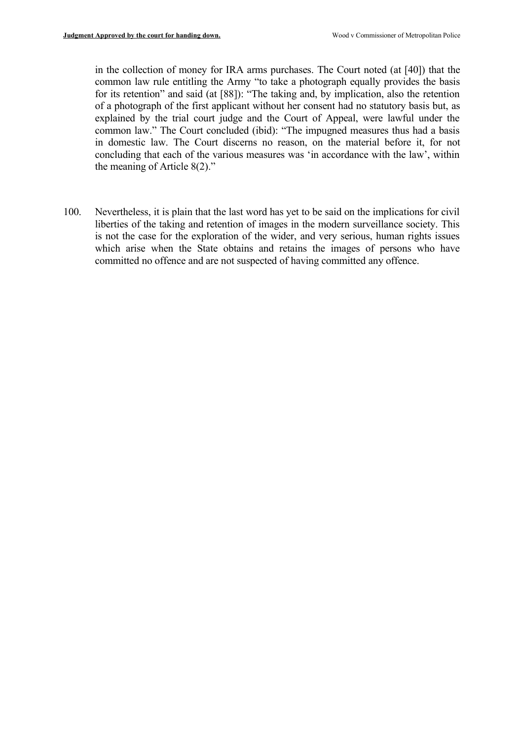in the collection of money for IRA arms purchases. The Court noted (at [40]) that the common law rule entitling the Army "to take a photograph equally provides the basis for its retention" and said (at [88]): "The taking and, by implication, also the retention of a photograph of the first applicant without her consent had no statutory basis but, as explained by the trial court judge and the Court of Appeal, were lawful under the common law." The Court concluded (ibid): "The impugned measures thus had a basis in domestic law. The Court discerns no reason, on the material before it, for not concluding that each of the various measures was 'in accordance with the law', within the meaning of Article 8(2)."

100. Nevertheless, it is plain that the last word has yet to be said on the implications for civil liberties of the taking and retention of images in the modern surveillance society. This is not the case for the exploration of the wider, and very serious, human rights issues which arise when the State obtains and retains the images of persons who have committed no offence and are not suspected of having committed any offence.